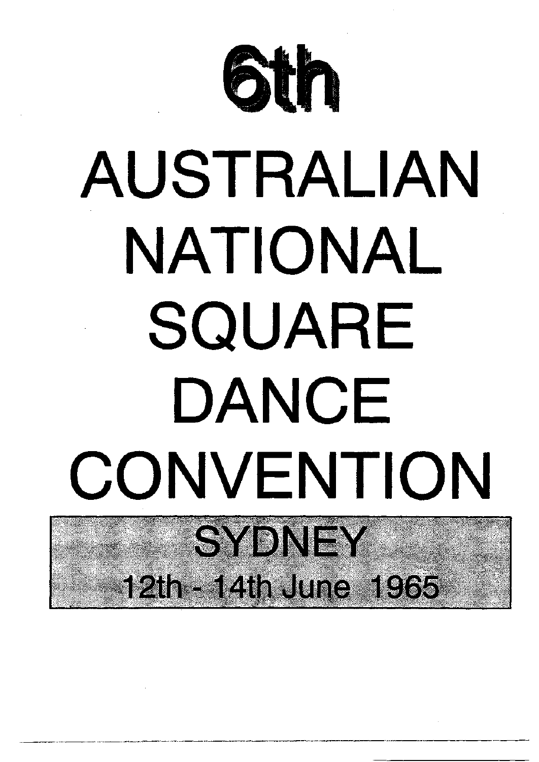# 6th

# AUSTRALIAN NATIONAL SQUARE DANCE CONVENTION

## SYDNEY

12th - 14th June 1965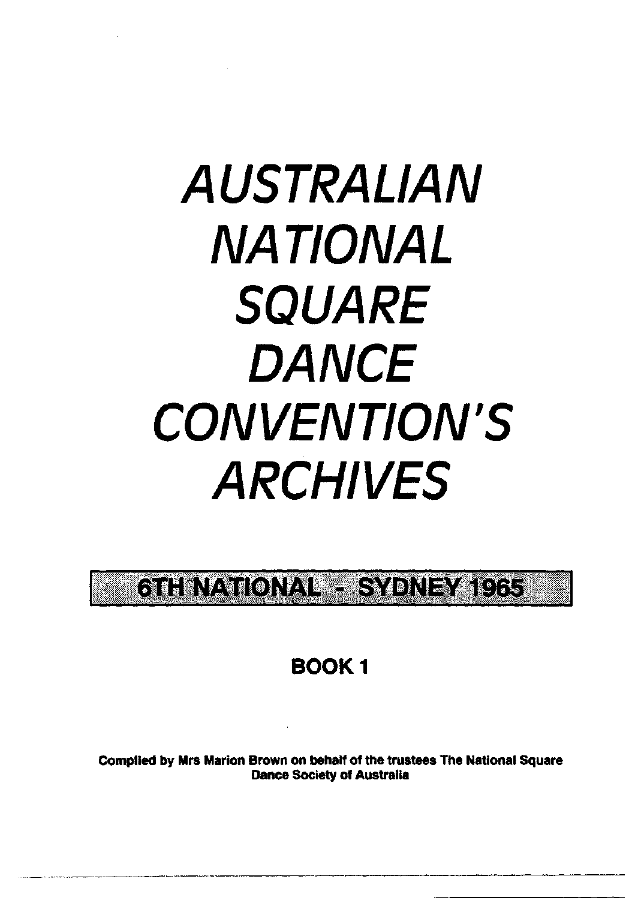# AUSTRALIAN NATIONAL SQUARE DANCE CONVENTION'S ARCHIVES

## 6TH NATIONAL - SYDNEY 1965

### BOOK 1

**Compiled by Mrs Marion Brown on behalf of the trustees The National Square Dance Society of Australia**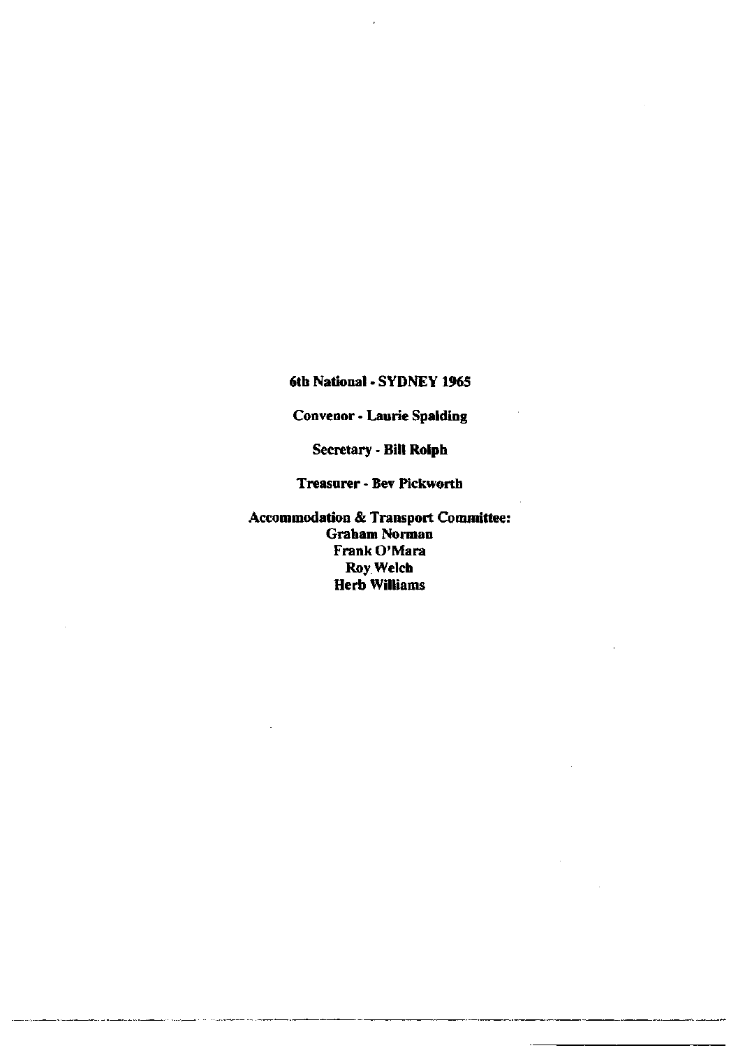**6th National - SYDNEY 1965**

**Convenor - Laurie Spalding**

**Secretary - Bill Rolph**

**Treasurer - Bev Pickworth**

**Accommodation & Transport Committee:**
**Graham Norman**
**Frank O'Mara**
**Roy Welch**
**Herb Williams**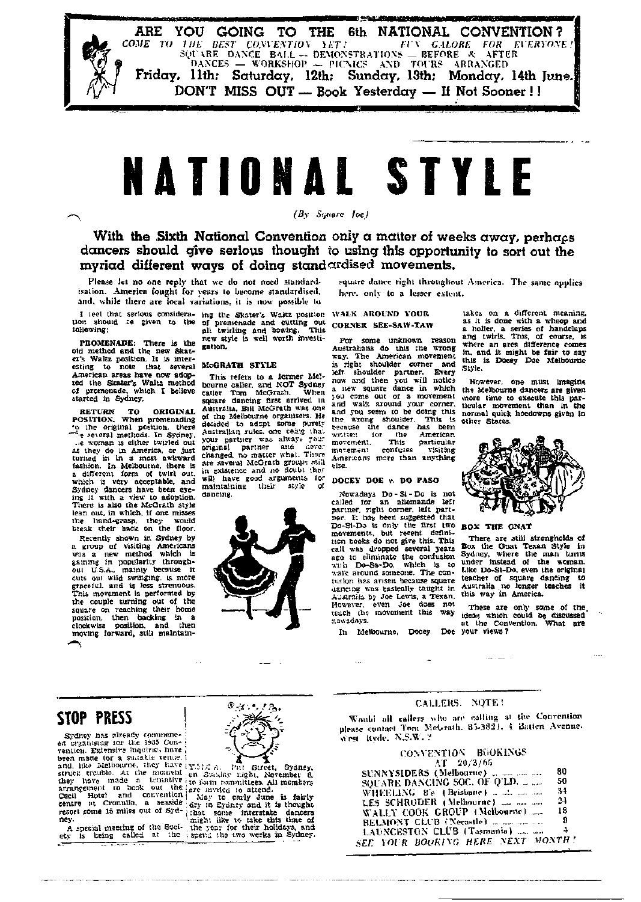**ARE YOU GOING TO THE 6th NATIONAL CONVENTION?**

*COME TO THE BEST CONVENTION YET! FUN GALORE FOR EVERYONE!*

SQUARE DANCE BALL — DEMONSTRATIONS — BEFORE & AFTER DANCES — WORKSHOP — PICNICS AND TOURS ARRANGED

**Friday, 11th; Saturday, 12th; Sunday, 13th; Monday, 14th June.**

**DON'T MISS OUT — Book Yesterday — If Not Sooner!!**

# NATIONAL STYLE

*(By Square Joe)*

## With the Sixth National Convention only a matter of weeks away, perhaps dancers should give serious thought to using this opportunity to sort out the myriad different ways of doing standardised movements.

Please let no one reply that we do not need standardisation. America fought for years to become standardised, and, while there are local variations, it is now possible to square dance right throughout America. The same applies here, only to a lesser extent.

I feel that serious consideration should be given to the following:

**PROMENADE:** There is the old method and the new Skater's Waltz position. It is interesting to note that several American areas have now adopted the Skater's Waltz method of promenade, which I believe started in Sydney.

**RETURN TO ORIGINAL POSITION.** When promenading to the original position, there are several methods. In Sydney, the woman is either twirled out as they do in America, or just turned in in a most awkward fashion. In Melbourne, there is a different form of twirl out, which is very acceptable, and Sydney dancers have been eyeing it with a view to adoption. There is also the McGrath style lean out, in which, if one misses the hand-grasp, they would break their back on the floor.

Recently shown in Sydney by a group of visiting Americans was a new method which is gaining in popularity throughout U.S.A., mainly because it cuts out wild swinging, is more graceful, and is less strenuous. This movement is performed by the couple turning out of the square on reaching their home position, then backing in a clockwise position, and then moving forward, still maintaining the Skater's Waltz position of promenade and cutting out all twirling and bowing. This new style is well worth investigation.

**McGRATH STYLE**

This refers to a former Melbourne caller, and NOT Sydney caller Tom McGrath. When square dancing first arrived in Australia, Bill McGrath was one of the Melbourne organisers. He decided to adopt some purely Australian rules, one being that your partner was always your original partner and never changed, no matter what. There are several McGrath groups still in existence and no doubt they will have good arguments for maintaining their style of dancing.

**WALK AROUND YOUR CORNER SEE-SAW-TAW**

For some unknown reason Australians do this the wrong way. The American movement is right shoulder corner and left shoulder partner. Every now and then you will notice a new square dance in which you come out of a movement and walk around your corner, and you seem to be doing this the wrong shoulder. This is because the dance has been written for the American movement. This particular movement confuses visiting Americans more than anything else.

**DOCEY DOE v. DO PASO**

Nowadays Do-Si-Do is not called for an allemande left partner, right corner, left partner. It has been suggested that Do-Si-Do is only the first two movements, but recent definition books do not give this. This call was dropped several years ago to eliminate the confusion with Do-Sa-Do, which is to walk around someone. The confusion has arisen because square dancing was basically taught in Australia by Joe Lewis, a Texan. However, even Joe does not teach the movement this way nowadays.

In Melbourne, Docey Doe takes on a different meaning, as it is done with a whoop and a holler, a series of handclaps and twirls. This, of course, is where an area difference comes in, and it might be fair to say this is Docey Doe Melbourne Style.

However, one must imagine the Melbourne dancers are given more time to execute this particular movement than in the normal quick hoedowns given in other States.

**BOX THE GNAT**

There are still strongholds of Box the Goat Texan Style in Sydney, where the man turns under instead of the woman. Like Do-Si-Do, even the original teacher of square dancing to Australia no longer teaches it this way in America.

These are only some of the ideas which could be discussed at the Convention. What are your views?

## STOP PRESS

Sydney has already commenced organising for the 1965 Convention. Extensive inquiries have been made for a suitable venue, and, like Melbourne, they have struck trouble. At the moment they have made a tentative arrangement to book out the Cecil Hotel and convention centre at Cronulla, a seaside resort some 15 miles out of Sydney.

A special meeting of the Society is being called at the Y.M.C.A., Pitt Street, Sydney, on Sunday night, November 8, to form committees. All members are invited to attend.

May to early June is fairly dry in Sydney and it is thought that some interstate dancers might like to take this time of the year for their holidays, and spend the two weeks in Sydney.

**CALLERS, NOTE!**

Would all callers who are calling at the Convention please contact Tom McGrath, 85-3821, 4 Batten Avenue, West Ryde, N.S.W.?

**CONVENTION BOOKINGS AT 20/3/65**

| | |
|---|---|
| SUNNYSIDERS (Melbourne) | 80 |
| SQUARE DANCING SOC. OF Q'LD. | 50 |
| WHEELING 8's (Brisbane) | 34 |
| LES SCHRODER (Melbourne) | 24 |
| WALLY COOK GROUP (Melbourne) | 18 |
| BELMONT CLUB (Necastle) | 8 |
| LAUNCESTON CLUB (Tasmania) | 4 |

*SEE YOUR BOOKING HERE NEXT MONTH!*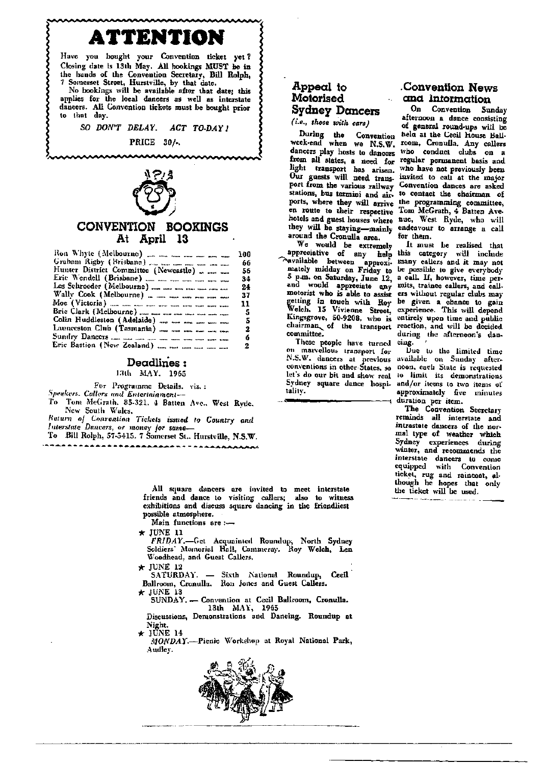# ATTENTION

Have you bought your Convention ticket yet? Closing date is 13th May. All bookings MUST be in the hands of the Convention Secretary, Bill Rolph, 7 Somerset Street, Hurstville, by that date.

No bookings will be available after that date; this applies for the local dancers as well as interstate dancers. All Convention tickets must be bought prior to that day.

*SO DON'T DELAY. ACT TO-DAY!*

PRICE 30/-.

## CONVENTION BOOKINGS At April 13

| | |
|---|---|
| Ron Whyte (Melbourne) | 100 |
| Graham Rigby (Brisbane) | 66 |
| Hunter District Committee (Newcastle) | 56 |
| Eric Wendell (Brisbane) | 34 |
| Les Schroeder (Melbourne) | 24 |
| Wally Cook (Melbourne) | 37 |
| Moe (Victoria) | 11 |
| Brie Clark (Melbourne) | 5 |
| Colin Huddleston (Adelaide) | 5 |
| Launceston Club (Tasmania) | 2 |
| Sundry Dancers | 6 |
| Eric Bastion (New Zealand) | 2 |

## Deadlines:

13th MAY, 1965

For Programme Details, viz.:
*Speakers, Callers and Entertainment*—
To Tom McGrath, 85-321, 4 Batten Ave., West Ryde, New South Wales.

*Return of Convention Tickets issued to Country and Interstate Dancers, or money for same*—
To Bill Rolph, 57-5415, 7 Somerset St., Hurstville, N.S.W.

## Appeal to Motorised Sydney Dancers

*(i.e., those with cars)*

During the Convention week-end when we N.S.W. dancers play hosts to dancers from all states, a need for light transport has arisen. Our guests will need transport from the various railway stations, bus termini and airports, where they will arrive en route to their respective hotels and guest houses where they will be staying—mainly around the Cronulla area.

We would be extremely appreciative of any help available between approximately midday on Friday to 5 p.m. on Saturday, June 12, and would appreciate any motorist who is able to assist getting in touch with Roy Welch, 15 Vivienne Street, Kingsgrove, 50-9208, who is chairman of the transport committee.

These people have turned on marvellous transport for N.S.W. dancers at previous conventions in other States, so let's do our bit and show real Sydney square dance hospitality.

## Convention News and Information

On Convention Sunday afternoon a dance consisting of general round-ups will be held at the Cecil House Ballroom, Cronulla. Any callers who conduct clubs on a regular permanent basis and who have not previously been invited to call at the major Convention dances are asked to contact the chairman of the programming committee, Tom McGrath, 4 Batten Avenue, West Ryde, who will endeavour to arrange a call for them.

It must be realised that this category will include many callers and it may not be possible to give everybody a call. If, however, time permits, trainee callers, and callers without regular clubs may be given a chance to gain experience. This will depend entirely upon time and public reaction, and will be decided during the afternoon's dancing.

Due to the limited time available on Sunday afternoon, each State is requested to limit its demonstrations and/or items to two items of approximately five minutes duration per item.

The Convention Secretary reminds all interstate and intrastate dancers of the normal type of weather which Sydney experiences during winter, and recommends the interstate dancers to come equipped with Convention ticket, rug and raincoat, although he hopes that only the ticket will be used.

---

All square dancers are invited to meet interstate friends and dance to visiting callers; also to witness exhibitions and discuss square dancing in the friendliest possible atmosphere.

Main functions are:—

★ JUNE 11
*FRIDAY*.—Get Acquainted Roundup, North Sydney Soldiers' Memorial Hall, Cammeray. Roy Welch, Len Woodhead, and Guest Callers.

★ JUNE 12
SATURDAY. — Sixth National Roundup, Cecil Ballroom, Cronulla. Ron Jones and Guest Callers.

★ JUNE 13
SUNDAY. — Convention at Cecil Ballroom, Cronulla.
13th MAY, 1965
Discussions, Demonstrations and Dancing. Roundup at Night.

★ JUNE 14
*MONDAY*.—Picnic Workshop at Royal National Park, Audley.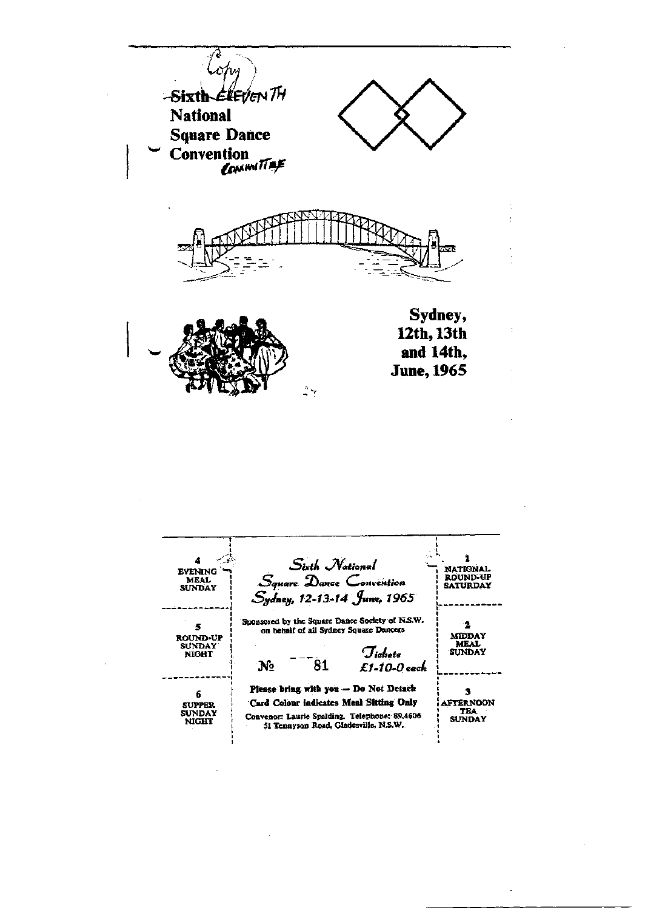Copy

~~Sixth~~ ELEVENTH
**National**
**Square Dance**
**Convention**
COMMITTEE

**Sydney,**
**12th, 13th**
**and 14th,**
**June, 1965**

| | | |
|---|---|---|
| 4 EVENING MEAL SUNDAY | *Sixth National Square Dance Convention Sydney, 12-13-14 June, 1965* | 1 NATIONAL ROUND-UP SATURDAY |
| 5 ROUND-UP SUNDAY NIGHT | Sponsored by the Square Dance Society of N.S.W. on behalf of all Sydney Square Dancers<br>№ 81 *Tickets £1-10-0 each* | 2 MIDDAY MEAL SUNDAY |
| 6 SUPPER SUNDAY NIGHT | Please bring with you — Do Not Detach<br>Card Colour indicates Meal Sitting Only<br>Convenor: Laurie Spalding. Telephone: 89.4606<br>51 Tennyson Road, Gladesville, N.S.W. | 3 AFTERNOON TEA SUNDAY |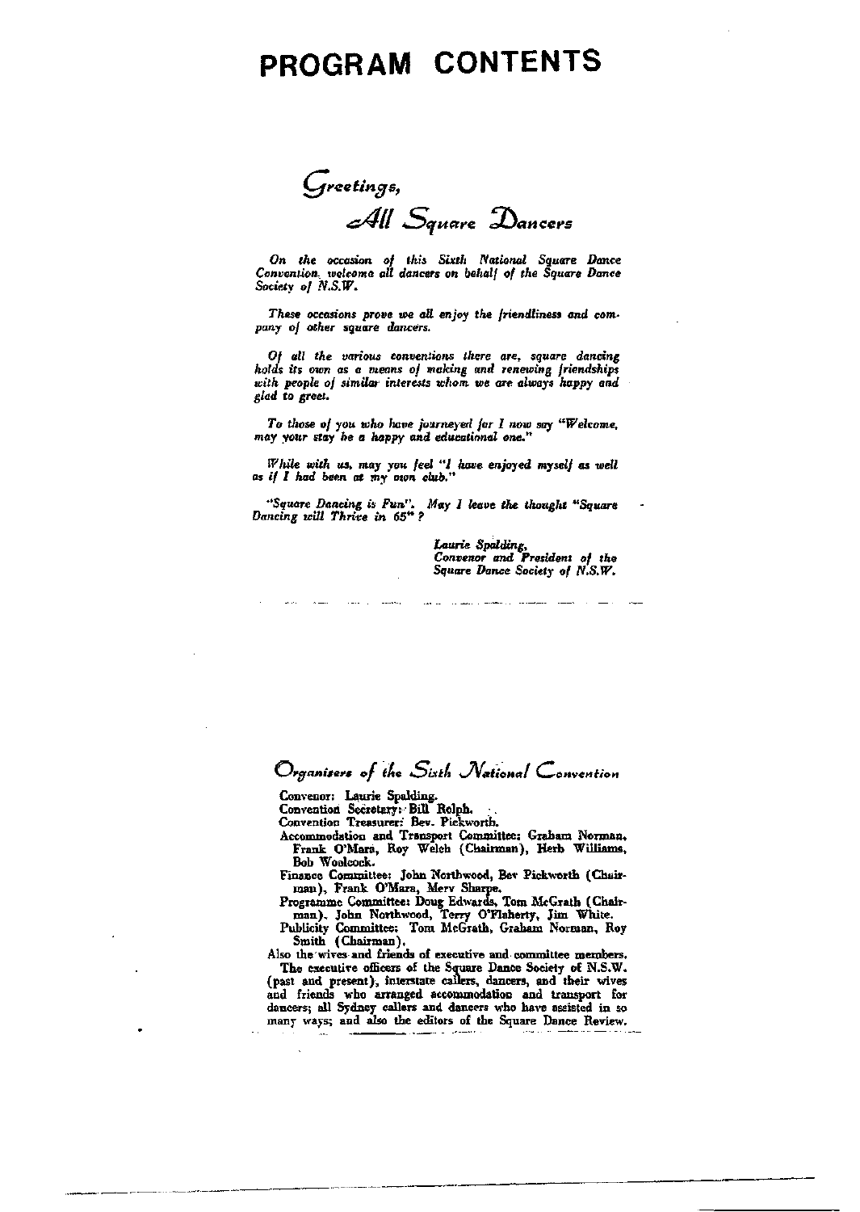# PROGRAM CONTENTS

## *Greetings,*
## *All Square Dancers*

*On the occasion of this Sixth National Square Dance Convention, welcome all dancers on behalf of the Square Dance Society of N.S.W.*

*These occasions prove we all enjoy the friendliness and company of other square dancers.*

*Of all the various conventions there are, square dancing holds its own as a means of making and renewing friendships with people of similar interests whom we are always happy and glad to greet.*

*To those of you who have journeyed far I now say "Welcome, may your stay be a happy and educational one."*

*While with us, may you feel "I have enjoyed myself as well as if I had been at my own club."*

*"Square Dancing is Fun". May I leave the thought "Square Dancing will Thrive in 65"?*

*Laurie Spalding,*
*Convenor and President of the*
*Square Dance Society of N.S.W.*

## *Organisers of the Sixth National Convention*

Convenor: Laurie Spalding.
Convention Secretary: Bill Rolph.
Convention Treasurer: Bev. Pickworth.
Accommodation and Transport Committee: Graham Norman, Frank O'Mara, Roy Welch (Chairman), Herb Williams, Bob Woolcock.
Finance Committee: John Northwood, Bev Pickworth (Chairman), Frank O'Mara, Merv Sharpe.
Programme Committee: Doug Edwards, Tom McGrath (Chairman), John Northwood, Terry O'Flaherty, Jim White.
Publicity Committee: Tom McGrath, Graham Norman, Roy Smith (Chairman).
Also the wives and friends of executive and committee members.

The executive officers of the Square Dance Society of N.S.W. (past and present), interstate callers, dancers, and their wives and friends who arranged accommodation and transport for dancers; all Sydney callers and dancers who have assisted in so many ways; and also the editors of the Square Dance Review.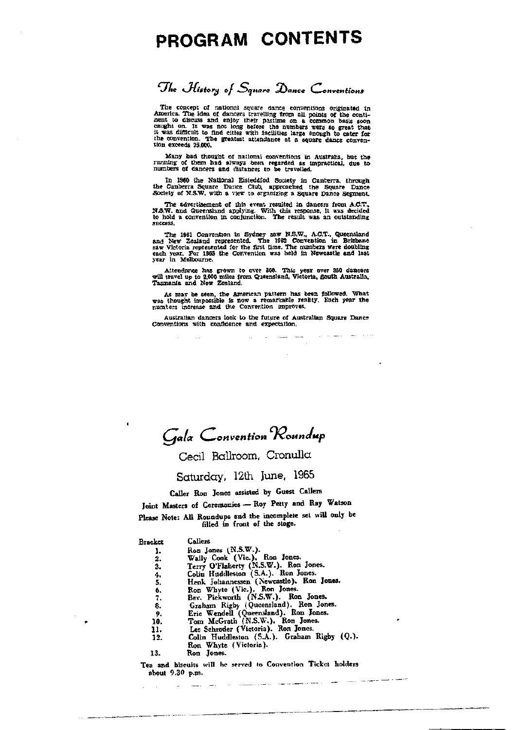# PROGRAM CONTENTS

## *The History of Square Dance Conventions*

The concept of national square dance conventions originated in America. The idea of dancers travelling from all points of the continent to discuss and enjoy their pastime on a common basis soon caught on. It was not long before the numbers were so great that it was difficult to find cities with facilities large enough to cater for the convention. The greatest attendance at a square dance convention exceeds 25,000.

Many had thought of national conventions in Australia, but the running of them had always been regarded as impractical, due to numbers of dancers and distances to be travelled.

In 1960 the National Eisteddfod Society in Canberra, through the Canberra Square Dance Club, approached the Square Dance Society of N.S.W. with a view to organizing a Square Dance Segment.

The advertisement of this event resulted in dancers from A.C.T., N.S.W. and Queensland applying. With this response, it was decided to hold a convention in conjunction. The result was an outstanding success.

The 1961 Convention in Sydney saw N.S.W., A.C.T., Queensland and New Zealand represented. The 1962 Convention in Brisbane saw Victoria represented for the first time. The numbers were doubling each year. For 1963 the Convention was held in Newcastle and last year in Melbourne.

Attendance has grown to over 800. This year over 350 dancers will travel up to 2,000 miles from Queensland, Victoria, South Australia, Tasmania and New Zealand.

As may be seen, the American pattern has been followed. What was thought impossible is now a remarkable reality. Each year the numbers increase and the Convention improves.

Australian dancers look to the future of Australian Square Dance Conventions with confidence and expectation.

## *Gala Convention Roundup*

### Cecil Ballroom, Cronulla

### Saturday, 12th June, 1965

Caller Ron Jones assisted by Guest Callers

Joint Masters of Ceremonies — Roy Petty and Ray Watson

Please Note: All Roundups and the incomplete set will only be filled in front of the stage.

| Bracket | Callers |
|---|---|
| 1. | Ron Jones (N.S.W.). |
| 2. | Wally Cook (Vic.). Ron Jones. |
| 3. | Terry O'Flaherty (N.S.W.). Ron Jones. |
| 4. | Colin Huddleston (S.A.). Ron Jones. |
| 5. | Henk Johannessen (Newcastle). Ron Jones. |
| 6. | Ron Whyte (Vic.). Ron Jones. |
| 7. | Bev. Pickworth (N.S.W.). Ron Jones. |
| 8. | Graham Rigby (Queensland). Ron Jones. |
| 9. | Eric Wendell (Queensland). Ron Jones. |
| 10. | Tom McGrath (N.S.W.). Ron Jones. |
| 11. | Les Schroder (Victoria). Ron Jones. |
| 12. | Colin Huddleston (S.A.). Graham Rigby (Q.). Ron Whyte (Victoria). |
| 13. | Ron Jones. |

Tea and biscuits will be served to Convention Ticket holders about 9.30 p.m.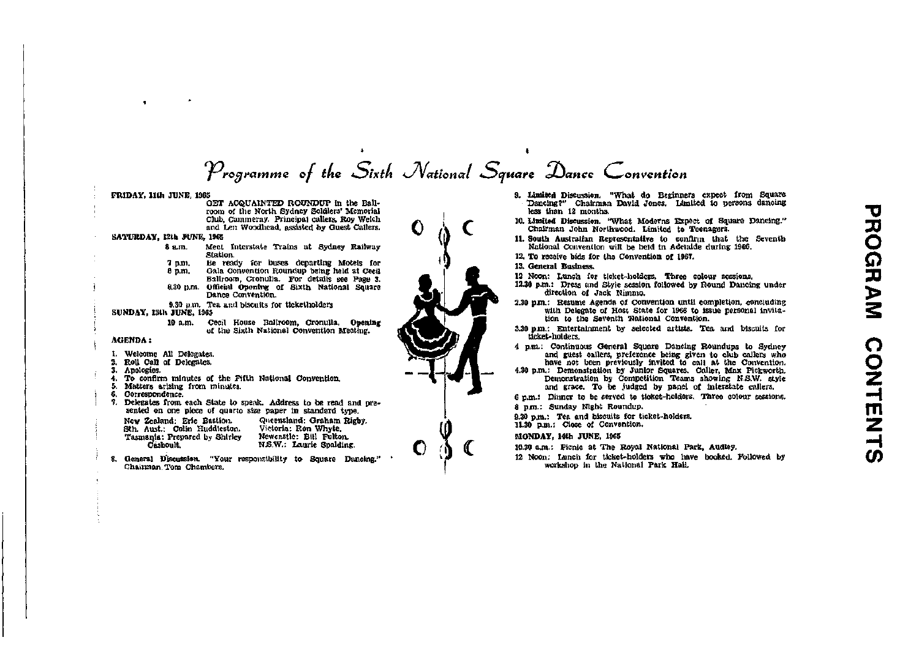# Programme of the Sixth National Square Dance Convention

**FRIDAY, 11th JUNE, 1965**

GET ACQUAINTED ROUNDUP in the Ballroom of the North Sydney Soldiers' Memorial Club, Cammeray. Principal callers, Roy Welch and Len Woodhead, assisted by Guest Callers.

**SATURDAY, 12th JUNE, 1965**

8 a.m. Meet Interstate Trains at Sydney Railway Station.

7 p.m. Be ready for buses departing Motels for

8 p.m. Gala Convention Roundup being held at Cecil Ballroom, Cronulla. For details see Page 3.

8.30 p.m. **Official Opening** of Sixth National Square Dance Convention.

9.30 p.m. Tea and biscuits for ticketholders

**SUNDAY, 13th JUNE, 1965**

10 a.m. Cecil House Ballroom, Cronulla. **Opening** of the Sixth National Convention Meeting.

**AGENDA:**

1. Welcome All Delegates.
2. Roll Call of Delegates.
3. Apologies.
4. To confirm minutes of the Fifth National Convention.
5. Matters arising from minutes.
6. Correspondence.
7. Delegates from each State to speak. Address to be read and presented on one piece of quarto size paper in standard type.

   New Zealand: Eric Bastion.
   Sth. Aust.: Colin Huddleston.
   Tasmania: Prepared by Shirley Cashoult.
   Queensland: Graham Rigby.
   Victoria: Ron Whyte.
   Newcastle: Bill Fulton.
   N.S.W.: Laurie Spalding.

8. **General Discussion.** "Your responsibility to Square Dancing." Chairman Tom Chambers.
9. **Limited Discussion.** "What do Beginners expect from Square Dancing?" Chairman David Jones. Limited to persons dancing less than 12 months.
10. **Limited Discussion.** "What Moderns Expect of Square Dancing." Chairman John Northwood. Limited to Teenagers.
11. **South Australian Representative** to confirm that the Seventh National Convention will be held in Adelaide during 1966.
12. To receive bids for the Convention of 1967.
13. **General Business.**

12 Noon: Lunch for ticket-holders. Three colour sessions.

12.30 p.m.: Dress and Style session followed by Round Dancing under direction of Jack Nimmo.

2.30 p.m.: Resume Agenda of Convention until completion, concluding with Delegate of Host State for 1966 to issue personal invitation to the Seventh National Convention.

3.30 p.m.: Entertainment by selected artists. Tea and biscuits for ticket-holders.

4 p.m.: Continuous General Square Dancing Roundups to Sydney and guest callers, preference being given to club callers who have not been previously invited to call at the Convention.

4.30 p.m.: Demonstration by Junior Squares. Caller, Max Pickworth. Demonstration by Competition Teams showing N.S.W. style and grace. To be judged by panel of interstate callers.

6 p.m.: Dinner to be served to ticket-holders. Three colour sessions.

8 p.m.: Sunday Night Roundup.

9.30 p.m.: Tea and biscuits for ticket-holders.

11.30 p.m.: Close of Convention.

**MONDAY, 14th JUNE, 1965**

10.30 a.m.: Picnic at The Royal National Park, Audley.

12 Noon: Lunch for ticket-holders who have booked. Followed by workshop in the National Park Hall.

PROGRAM CONTENTS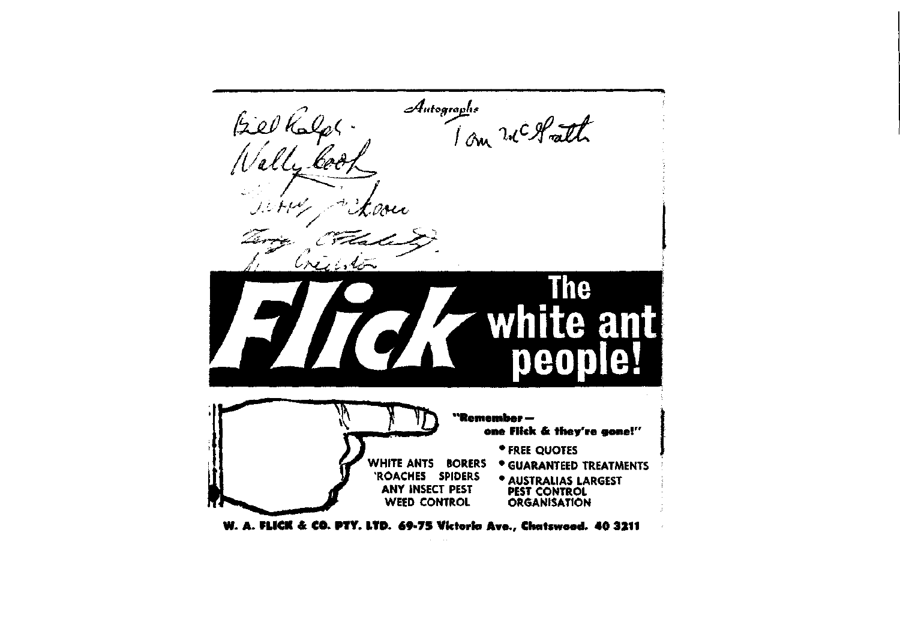*Autographs*

Bill Ralph · Tom McGrath

Wally Cook

Terry Jackson

Terry O'Flaherty

A. Creighton

# Flick

## The white ant people!

**"Remember — one Flick & they're gone!"**

WHITE ANTS BORERS
'ROACHES SPIDERS
ANY INSECT PEST
WEED CONTROL

- FREE QUOTES
- GUARANTEED TREATMENTS
- AUSTRALIAS LARGEST PEST CONTROL ORGANISATION

**W. A. FLICK & CO. PTY. LTD. 69-75 Victoria Ave., Chatswood. 40 3211**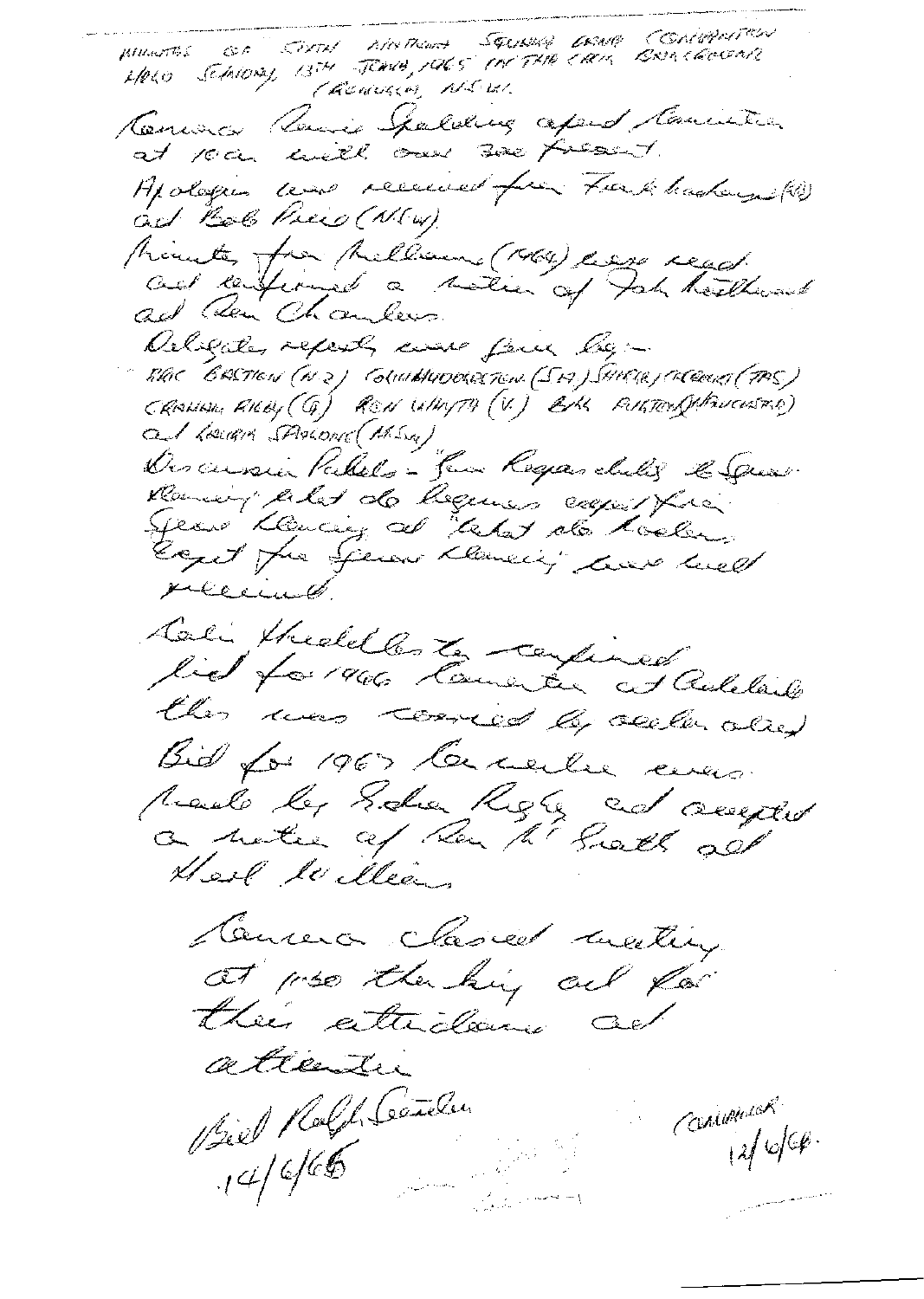MINUTES OF SIXTH NATIONAL SQUARE DANCE CONVENTION HELD SATURDAY, 12TH JUNE, 1965 IN THE CREW BREAKFAST (RENMARK?), N.S.W.

Convenor Laurie Spalding opened Committee at 10am with over 300 present.

Apologies were received from Frank Lindsay (Q) and Bob Price (N.S.W).

Minutes from Melbourne (1964) were read and confirmed a motion of John Southward and Ron Chambers.

Delegates reports were given by:- MAC BRETTON (N.Z.) COLIN HUDDLESTON (S.A.) SHIRLEY (?) (TAS) GRAHAM RIGBY (Q) RON WHYTE (V.) BILL AUSTIN (?) and LAURIE SPALDING (N.S.W.)

Discussion Levels - from Regan clubs 'Square Dancing' what do beginners expect from Square Dancing and 'what do leaders expect from Square Dancing' were well received.

Colin Huddleston confirmed bid for 1966 Convention at Adelaide. This was carried by acclamation.

Bid for 1967 Convention was made by Graham Rigby and accepted on motion of Ron McGrath and Noel Williams.

Convenor closed meeting at 1:30 thanking all for their attendance and attention.

Bill Ralph Leader(?)
14/6/65

Convenor
12/6/65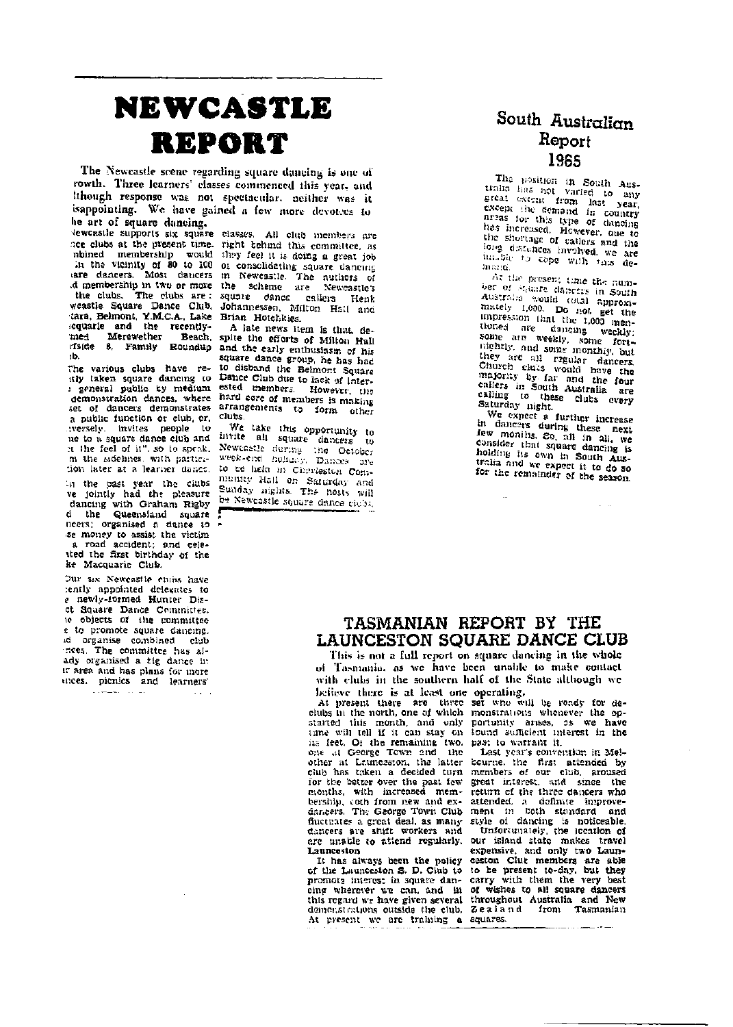# NEWCASTLE REPORT

The Newcastle scene regarding square dancing is one of rowth. Three learners' classes commenced this year, and lthough response was not spectacular, neither was it isappointing. We have gained a few more devotees to he art of square dancing.

Newcastle supports six square nce clubs at the present time. nbined membership would in the vicinity of 80 to 100 iare dancers. Most dancers d membership in two or more the clubs. The clubs are: weastle Square Dance Club, tara, Belmont, Y.M.C.A., Lake equarie and the recently-med Merewether Beach, rfside 8, Family Roundup ib.

The various clubs have re-itly taken square dancing to general public by medium demonstration dances, where set of dancers demonstrates a public function or club, or, versely, invites people to ne to a square dance club and t the feel of it", so to speak, m the sidelines, with participation later at a learner dance.

In the past year the clubs ve jointly had the pleasure dancing with Graham Rigby d the Queensland square ncers; organised a dance to se money to assist the victim a road accident; and celebrated the first birthday of the ke Macquarie Club.

Our six Newcastle clubs have cently appointed delegates to e newly-formed Hunter District Square Dance Committee. e objects of the committee e to promote square dancing, d organise combined club nces. The committee has already organised a big dance in ir area and has plans for more nces, picnics and learners' classes. All club members are right behind this committee, as they feel it is doing a great job of consolidating square dancing in Newcastle. The authors of the scheme are Newcastle's square dance callers Henk Johannessen, Milton Hall and Brian Hotchkiss.

A late news item is that, despite the efforts of Milton Hall and the early enthusiasm of his square dance group, he has had to disband the Belmont Square Dance Club due to lack of interested members. However, the hard core of members is making arrangements to form other clubs.

We take this opportunity to invite all square dancers to Newcastle during the October week-end holiday. Dances are to be held in Charleston Community Hall on Saturday and Sunday nights. The hosts will be Newcastle square dance clubs.

## South Australian Report 1965

The position in South Australia has not varied to any great extent from last year, except the demand in country areas for this type of dancing has increased. However, due to the shortage of callers and the long distances involved, we are unable to cope with this demand.

At the present time the number of square dancers in South Australia would total approximately 1,000. Do not get the impression that the 1,000 mentioned are dancing weekly; some are weekly, some fortnightly, and some monthly, but they are all regular dancers. Church clubs would have the majority by far and the four callers in South Australia are calling to these clubs every Saturday night.

We expect a further increase in dancers during these next few months. So, all in all, we consider that square dancing is holding its own in South Australia and we expect it to do so for the remainder of the season.

## TASMANIAN REPORT BY THE LAUNCESTON SQUARE DANCE CLUB

This is not a full report on square dancing in the whole of Tasmania, as we have been unable to make contact with clubs in the southern half of the State although we believe there is at least one operating.

At present there are three clubs in the north, one of which started this month, and only time will tell if it can stay on its feet. Of the remaining two, one at George Town and the other at Launceston, the latter club has taken a decided turn for the better over the past few months, with increased membership, both from new and ex-dancers. The George Town Club fluctuates a great deal, as many dancers are shift workers and are unable to attend regularly.

**Launceston**

It has always been the policy of the Launceston S. D. Club to promote interest in square dancing wherever we can, and in this regard we have given several demonstrations outside the club. At present we are training a set who will be ready for demonstrations whenever the opportunity arises, as we have found sufficient interest in the past to warrant it.

Last year's convention in Melbourne, the first attended by members of our club, aroused great interest, and since the return of the three dancers who attended, a definite improvement in both standard and style of dancing is noticeable.

Unfortunately, the location of our island state makes travel expensive, and only two Launceston Club members are able to be present to-day, but they carry with them the very best of wishes to all square dancers throughout Australia and New Zealand from Tasmanian squares.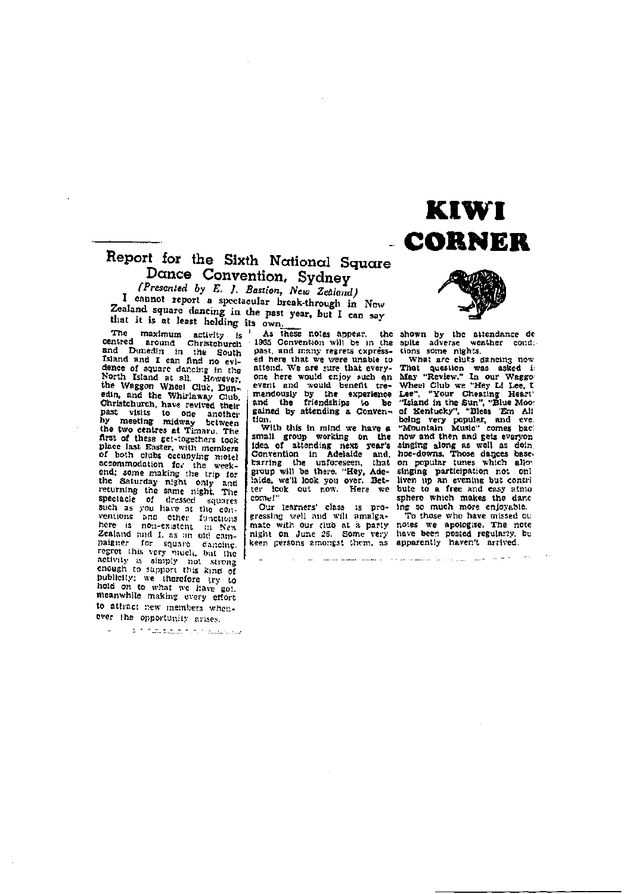# KIWI CORNER

## Report for the Sixth National Square Dance Convention, Sydney

*(Presented by E. J. Bastion, New Zealand)*

I cannot report a spectacular break-through in New Zealand square dancing in the past year, but I can say that it is at least holding its own.

The maximum activity is centred around Christchurch and Dunedin in the South Island and I can find no evidence of square dancing in the North Island at all. However, the Waggon Wheel Club, Dunedin, and the Whirlaway Club, Christchurch, have revived their past visits to one another by meeting midway between the two centres at Timaru. The first of these get-togethers took place last Easter, with members of both clubs occupying motel accommodation for the weekend; some making the trip for the Saturday night only and returning the same night. The spectacle of dressed squares such as you have at the conventions and other functions here is non-existent in New Zealand and I, as an old campaigner for square dancing, regret this very much, but the activity is simply not strong enough to support this kind of publicity; we therefore try to hold on to what we have got, meanwhile making every effort to attract new members whenever the opportunity arises.

As these notes appear, the 1965 Convention will be in the past, and many regrets expressed here that we were unable to attend. We are sure that everyone here would enjoy such an event and would benefit tremendously by the experience and the friendships to be gained by attending a Convention.

With this in mind we have a small group working on the idea of attending next year's Convention in Adelaide and, barring the unforeseen, that group will be there. "Hey, Adelaide, we'll look you over. Better look out now. Here we come!"

Our learners' class is progressing well and will amalgamate with our club at a party night on June 26. Some very keen persons amongst them, as shown by the attendance despite adverse weather conditions some nights.

What are clubs dancing now? That question was asked in May "Review." In our Waggon Wheel Club we "Hey Li Lee, Li Lee", "Your Cheating Heart", "Island in the Sun", "Blue Moon of Kentucky", "Bless 'Em All" being very popular, and every "Mountain Music" comes back now and then and gets everyone singing along as well as doing hoe-downs. Those dances based on popular tunes which allow singing participation not only liven up an evening but contribute to a free and easy atmosphere which makes the dancing so much more enjoyable.

To those who have missed our notes we apologise. The notes have been posted regularly, but apparently haven't arrived.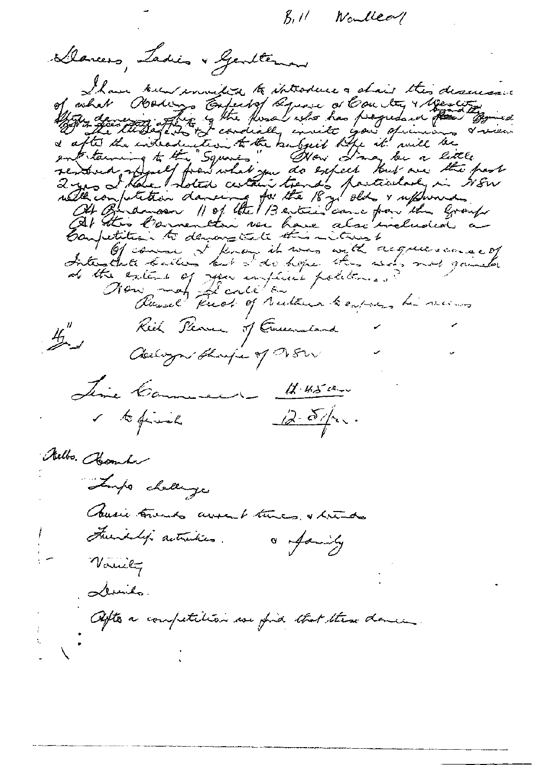B.11 Woolley

Dancers, Ladies & Gentlemen

I have been invited to introduce & chair this discussion of what Modern Aspects of Square or Country & Western Style dancing affects by the people who has prepared them & signed. The Mataya is to cordially invite your opinions & views & after the introduction to the subject hope it will be entertaining to the "Squares". Now I may be a little sidetracked myself from what you do expect but over the past 2 yrs I have noted certain trends particularly in NSW with competition dancing for the 18 yr olds & upwards.

At Bundanoon 11 of the 13 entries came from the Group.
At this Convention we have also included a Competition to demonstrate this interest.

Of course I know it was with acquiescence of Interstate callers but I do hope this was not gained at the extent of your implicit politeness?

Now may I call on
Russel Prest of Victoria to express his views

4" each
Rick Pearce of Queensland " "
Aubrey Sharpe of NSW " "

Time Commence 11.45 a.m
& to finish 12.5 p.m.

Melbs. Chamber

Lupe challenge

Music trends current times & trends

Friendship activities & family

Variety

Levels.

After a competition we find that these dancers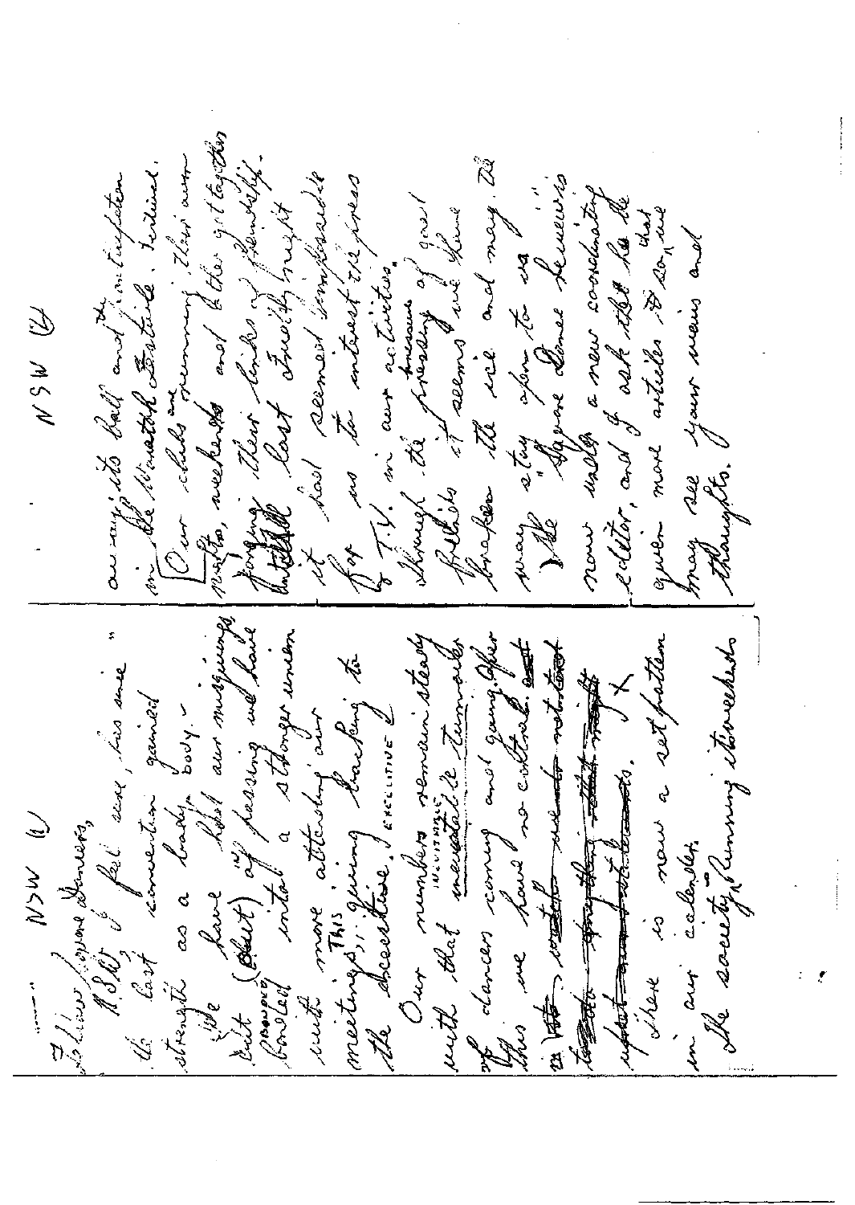## NSW (1)

To Fellow Morris Dancers,

N.S.W. I feel are, has since the last convention gained strength as a body.

We have lost our misgivings (about) of passing we have bonded into a stronger union with more attending our meetings; This giving backing to the Executive.

Our numbers remain steady with that inevitable turnover of dancers coming and going. After this we have no control. X

There is now a set pattern in our calendar.

The society running its weekends

## NSW (2)

an arrival its Ball and the mini-festival in the Warrah festival, Portland.

Our clubs are planning their own parties, weekends and other get-togethers forging their links of friendship.

Initially last street might it just seemed impossible for us to attract the press to T.V. in our activities.

Through the persistence of great Publicity it seems we have broken the ice and may this may stay open to us.

The "Sagoo Dance Newsletter" is now under a new coordinating editor, and I ask that he be given more articles, so that we may see your views and thoughts.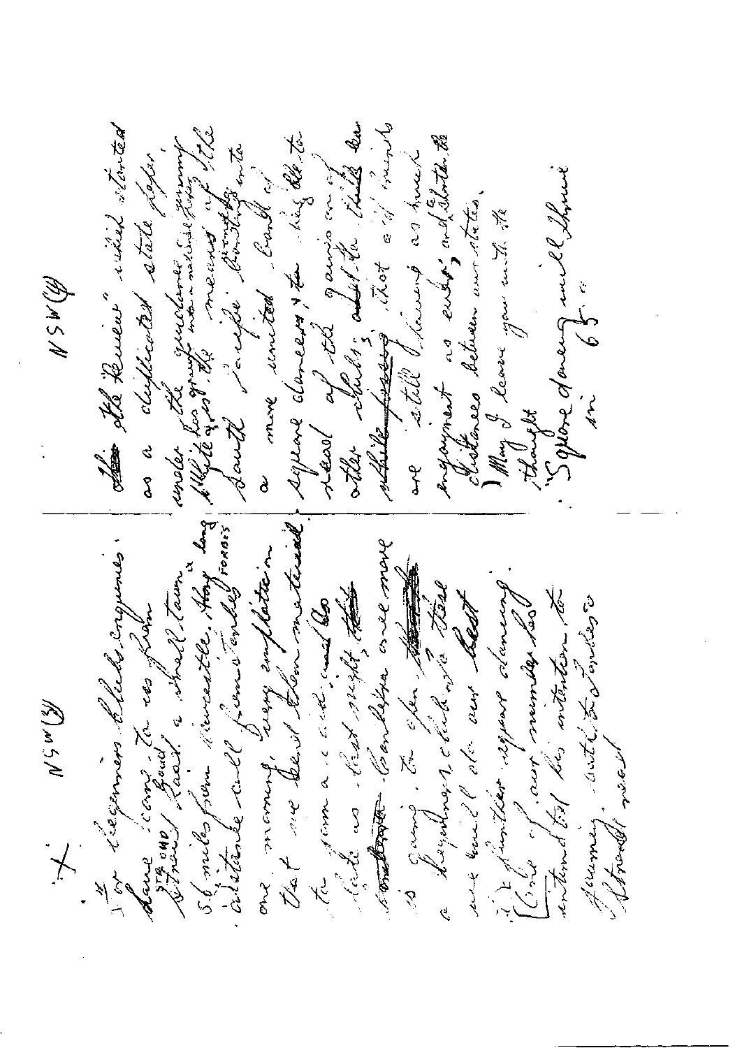For beginners clubs, organises
dance came to us from
Stroud Road a small town
56 miles from Newcastle, a long
distance call from Forbes
one morning. Very emphatic in
that we send them material
to form a club and to
invite us. That night the
Bankstown Conference was more
in going to open, to form
a beginners club, so there
we shall see our best
in further square dancing.
Club of ... one member has
intended his intention to
journey with the ...
attended ...

The "Review" initial started
as a duplicated state paper
under the guidance ... into a national paper
White ... its means of the
South Pacific ... into
a more united band of
square dancers & to try to
read of the goings on of
other clubs; and to think bearing
while passing that as it ... we
are still having as much
enjoyment as ever, and shorten the
distances between our states.

May I leave you with the
thought
"Square dancing will thrive
in 65"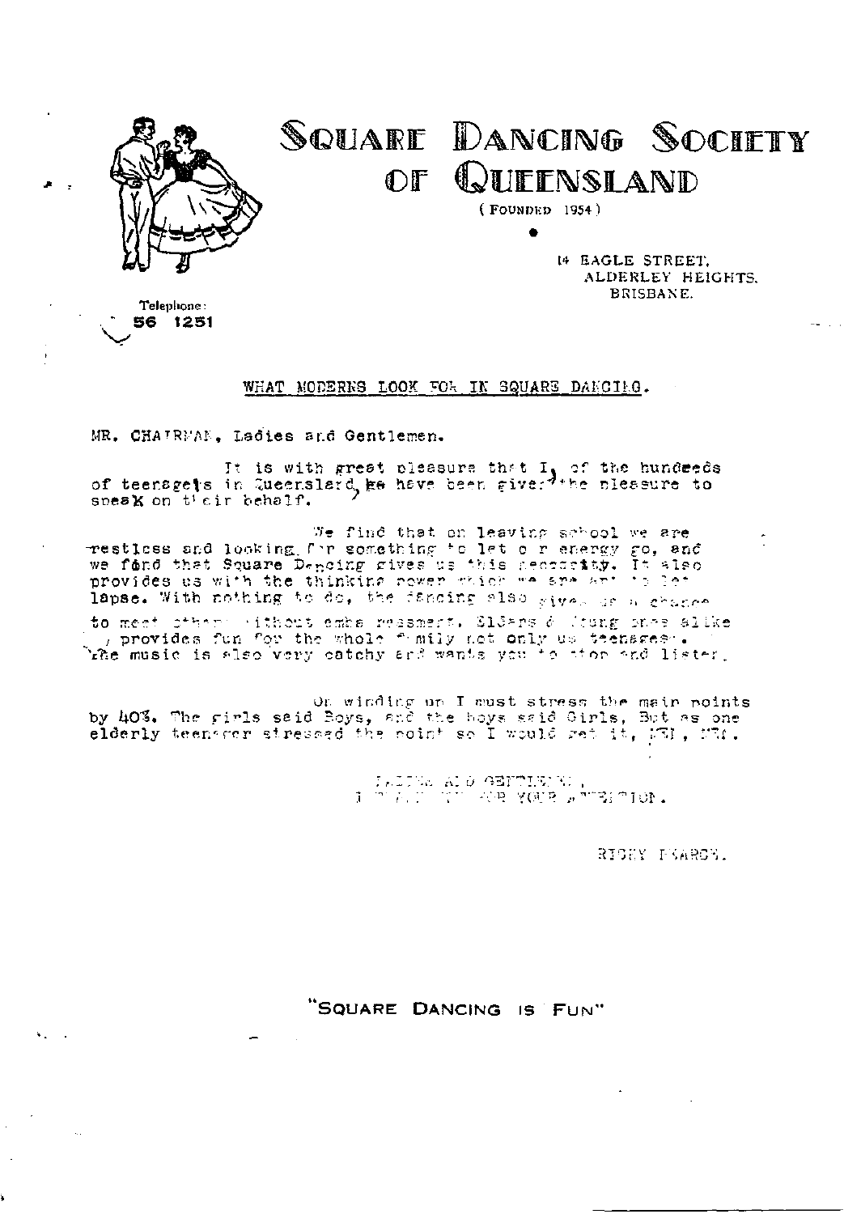# SQUARE DANCING SOCIETY OF QUEENSLAND

(FOUNDED 1954)

14 EAGLE STREET,
ALDERLEY HEIGHTS,
BRISBANE.

Telephone:
56 1251

WHAT MODERNS LOOK FOR IN SQUARE DANCING.

MR. CHAIRMAN, Ladies and Gentlemen.

It is with great pleasure that I, of the hundreds of teenagers in Queensland, have been given the pleasure to speak on their behalf.

We find that on leaving school we are restless and looking for something to let our energy go, and we find that Square Dancing gives us this necessity. It also provides us with the thinking power which we are apt to let lapse. With nothing to do, the dancing also gives us a chance to meet others without embarrassment. Elders & young ones alike, provides fun for the whole family not only us teenagers. The music is also very catchy and wants you to stop and listen.

On winding up I must stress the main points by 40%. The girls said Boys, and the boys said Girls, But as one elderly teenager stressed the point so I would get it, MEN, MEN.

LADIES AND GENTLEMEN,
I THANK YOU FOR YOUR ATTENTION.

RICKY PEARSON.

"SQUARE DANCING IS FUN"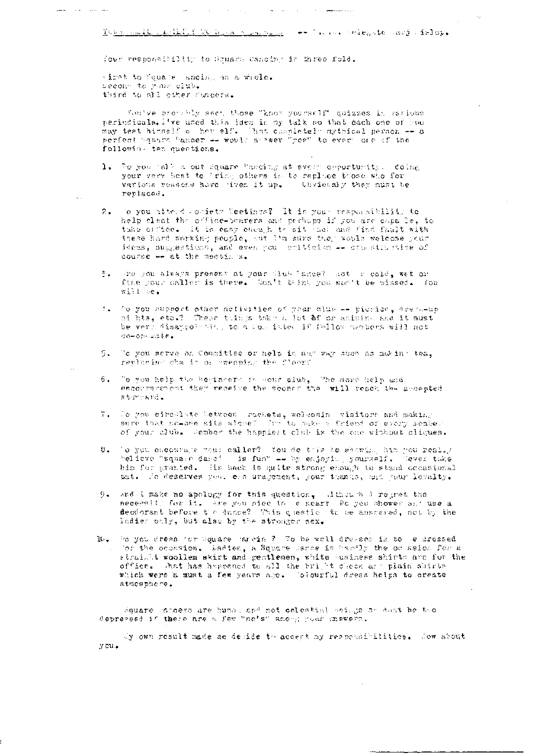Your Responsibility to Square Dancing -- Delegate Mary Bishop.

Your responsibility to Square Dancing is three fold.

First to Square Dancing as a whole.
Second to your club.
Third to all other dancers.

You've probably seen those "Know yourself" quizzes in various periodicals. I've used this idea in my talk so that each one of you may test himself or herself. That completely mythical person -- a perfect Square Dancer -- would answer "yes" to every one of the following ten questions.

1. Do you talk about Square Dancing at every opportunity, doing your very best to bring others in to replace those who for various reasons have given it up. Obviously they must be replaced.

2. Do you attend Society Meetings? It is your responsibility to help elect the office-bearers and perhaps if you are capable, to take office. It is easy enough to sit back and find fault with these hard working people, but I'm sure they would welcome your ideas, suggestions, and even your criticism -- constructive of course -- at the meetings.

3. Are you always present at your Club Dance? Hot or cold, wet or fine your caller is there. Don't think you won't be missed. You will be.

4. Do you support other activities of your club -- picnics, dress-up nights, etc.? These things take a lot of organising and it must be very disappointing to a Committee if fellow members will not co-operate.

5. Do you serve on Committee or help in any way such as making tea, replacing chairs or sweeping the floor?

6. Do you help the beginners in your club. The more help and encouragement they receive the sooner they will reach the accepted standard.

7. Do you circulate between brackets, welcoming visitors and making sure that no-one sits alone? Try to make a friend of every member of your club. Remember the happiest club is the one without cliques.

8. Do you encourage your caller? You do this by showing him you really believe "square dance is fun" -- by enjoying yourself. Never take him for granted. His back is quite strong enough to stand occasional pat. He deserves your encouragement, your thanks, and your loyalty.

9. And I make no apology for this question, although I regret the necessity for it. Are you nice to be near? Do you shower and use a deodorant before the dance? This question to be answered, not by the ladies only, but also by the stronger sex.

10. Do you dress for Square Dancing? To be well dressed is to be dressed for the occasion. Ladies, a Square Dance is hardly the occasion for a straight woollen skirt and gentlemen, white business shirts are for the office. What has happened to all the bright check and plain shirts which were a must a few years ago. Colourful dress helps to create atmosphere.

Square dancers are human and not celestial beings so don't be too depressed if there are a few "no's" among your answers.

My own result made me decide to accept my responsibilities. How about you.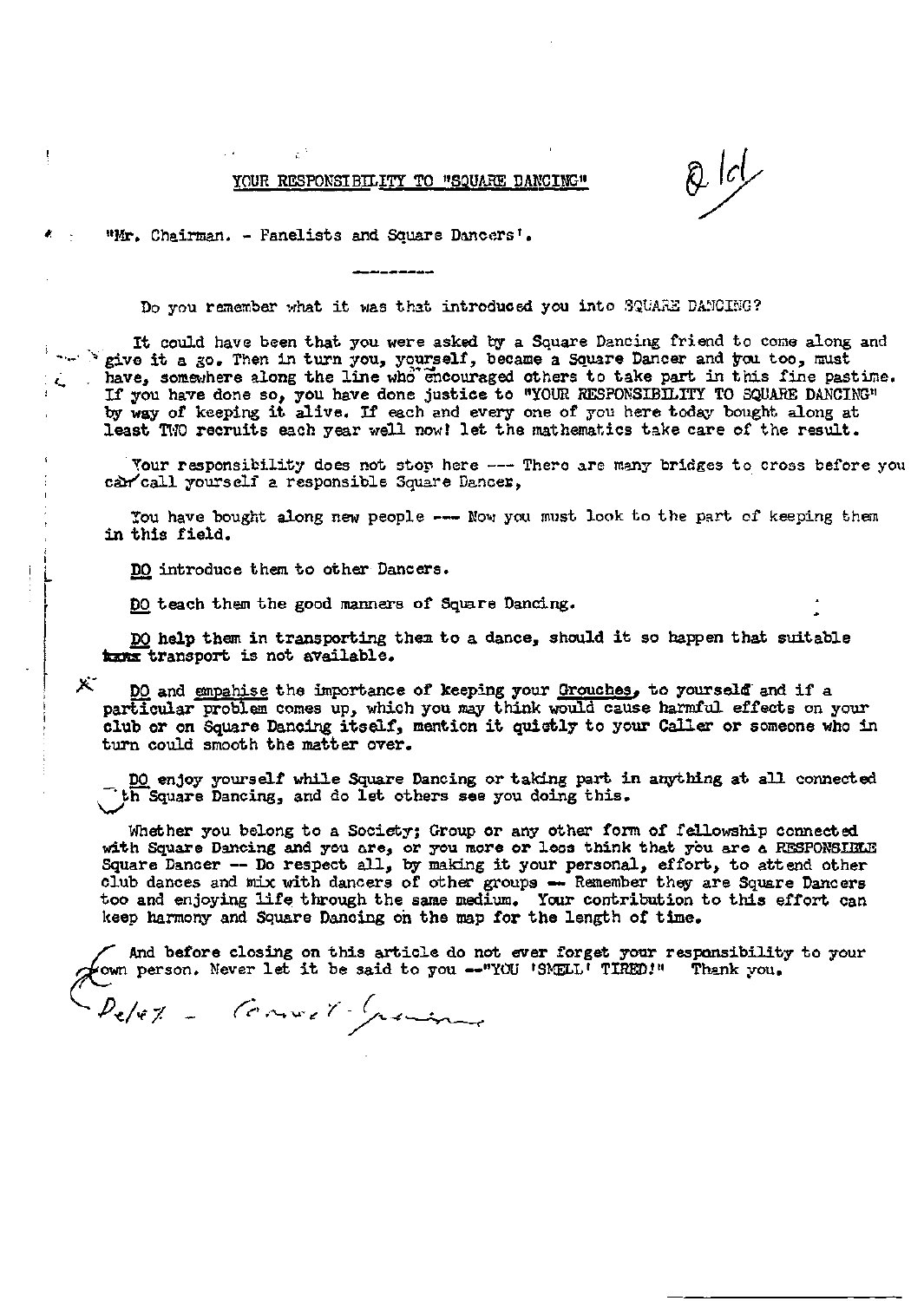# YOUR RESPONSIBILITY TO "SQUARE DANCING"

"Mr. Chairman. - Panelists and Square Dancers'.

---

Do you remember what it was that introduced you into SQUARE DANCING?

It could have been that you were asked by a Square Dancing friend to come along and give it a go. Then in turn you, yourself, became a Square Dancer and you too, must have, somewhere along the line who encouraged others to take part in this fine pastime. If you have done so, you have done justice to "YOUR RESPONSIBILITY TO SQUARE DANCING" by way of keeping it alive. If each and every one of you here today bought along at least TWO recruits each year well now! let the mathematics take care of the result.

Your responsibility does not stop here --- There are many bridges to cross before you can call yourself a responsible Square Dancer,

You have bought along new people --- Now you must look to the part of keeping them in this field.

DO introduce them to other Dancers.

DO teach them the good manners of Square Dancing.

DO help them in transporting them to a dance, should it so happen that suitable transport is not available.

DO and empahise the importance of keeping your Grouches, to yourself and if a particular problem comes up, which you may think would cause harmful effects on your club or on Square Dancing itself, mention it quietly to your Caller or someone who in turn could smooth the matter over.

DO enjoy yourself while Square Dancing or taking part in anything at all connected with Square Dancing, and do let others see you doing this.

Whether you belong to a Society; Group or any other form of fellowship connected with Square Dancing and you are, or you more or less think that you are a RESPONSIBLE Square Dancer -- Do respect all, by making it your personal, effort, to attend other club dances and mix with dancers of other groups -- Remember they are Square Dancers too and enjoying life through the same medium. Your contribution to this effort can keep harmony and Square Dancing on the map for the length of time.

And before closing on this article do not ever forget your responsibility to your own person. Never let it be said to you --"YOU 'SMELL' TIRED!" Thank you.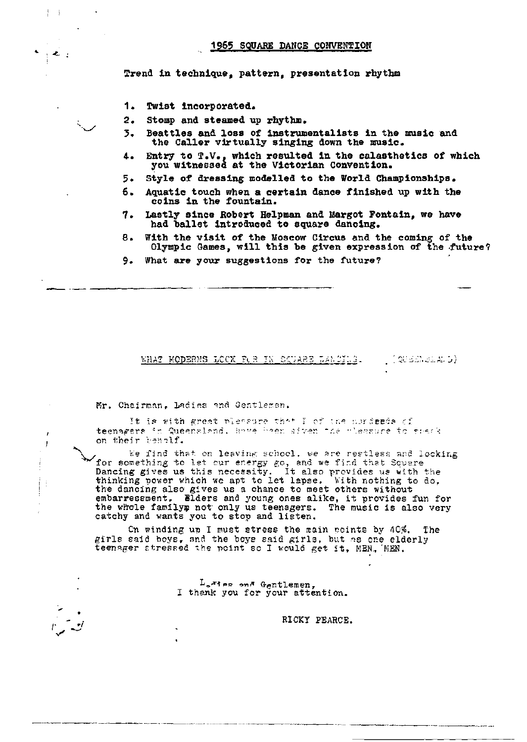## 1965 SQUARE DANCE CONVENTION

Trend in technique, pattern, presentation rhythm

1. Twist incorporated.
2. Stomp and steamed up rhythm.
3. Beattles and loss of instrumentalists in the music and the Caller virtually singing down the music.
4. Entry to T.V., which resulted in the calasthetics of which you witnessed at the Victorian Convention.
5. Style of dressing modelled to the World Championships.
6. Aquatic touch when a certain dance finished up with the coins in the fountain.
7. Lastly since Robert Helpman and Margot Fontain, we have had ballet introduced to square dancing.
8. With the visit of the Moscow Circus and the coming of the Olympic Games, will this be given expression of the future?
9. What are your suggestions for the future?

---

WHAT MODERNS LOOK FOR IN SQUARE DANCING. (QUEENSLAND)

Mr. Chairman, Ladies and Gentlemen.

It is with great pleasure that I of the hundreds of teenagers in Queensland, have been given the pleasure to speak on their behalf.

We find that on leaving school, we are restless and looking for something to let our energy go, and we find that Square Dancing gives us this necessity. It also provides us with the thinking power which we apt to let lapse. With nothing to do, the dancing also gives us a chance to meet others without embarrassment. Elders and young ones alike, it provides fun for the whole family not only us teenagers. The music is also very catchy and wants you to stop and listen.

On winding up I must stress the main points by 40%. The girls said boys, and the boys said girls, but as one elderly teenager stressed the point so I would get it, MEN, MEN.

Ladies and Gentlemen,
I thank you for your attention.

RICKY PEARCE.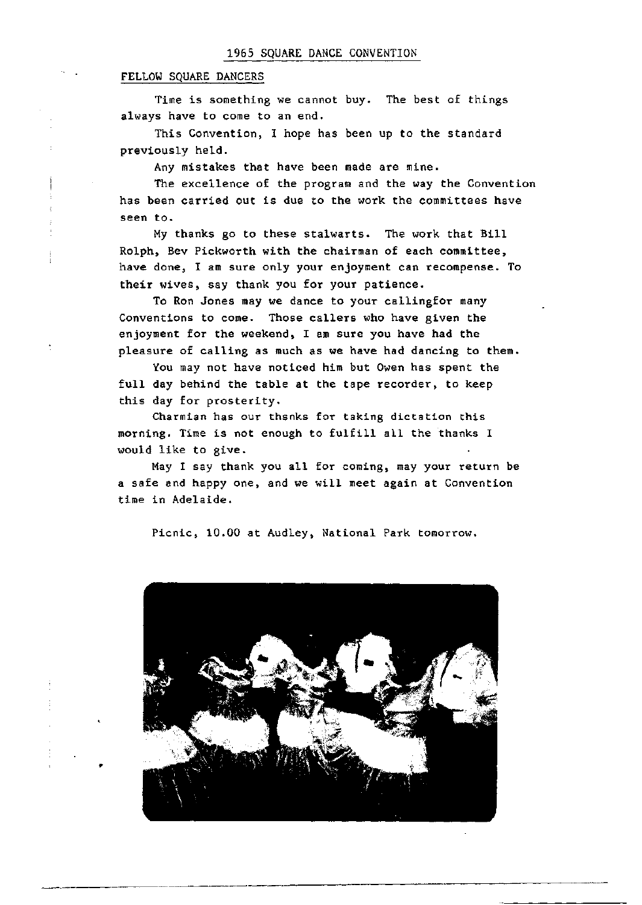## 1965 SQUARE DANCE CONVENTION

### FELLOW SQUARE DANCERS

Time is something we cannot buy. The best of things always have to come to an end.

This Convention, I hope has been up to the standard previously held.

Any mistakes that have been made are mine.

The excellence of the program and the way the Convention has been carried out is due to the work the committees have seen to.

My thanks go to these stalwarts. The work that Bill Rolph, Bev Pickworth with the chairman of each committee, have done, I am sure only your enjoyment can recompense. To their wives, say thank you for your patience.

To Ron Jones may we dance to your callingfor many Conventions to come. Those callers who have given the enjoyment for the weekend, I am sure you have had the pleasure of calling as much as we have had dancing to them.

You may not have noticed him but Owen has spent the full day behind the table at the tape recorder, to keep this day for prosterity.

Charmian has our thsnks for taking dictation this morning. Time is not enough to fulfill all the thanks I would like to give.

May I say thank you all for coming, may your return be a safe and happy one, and we will meet again at Convention time in Adelaide.

Picnic, 10.00 at Audley, National Park tomorrow.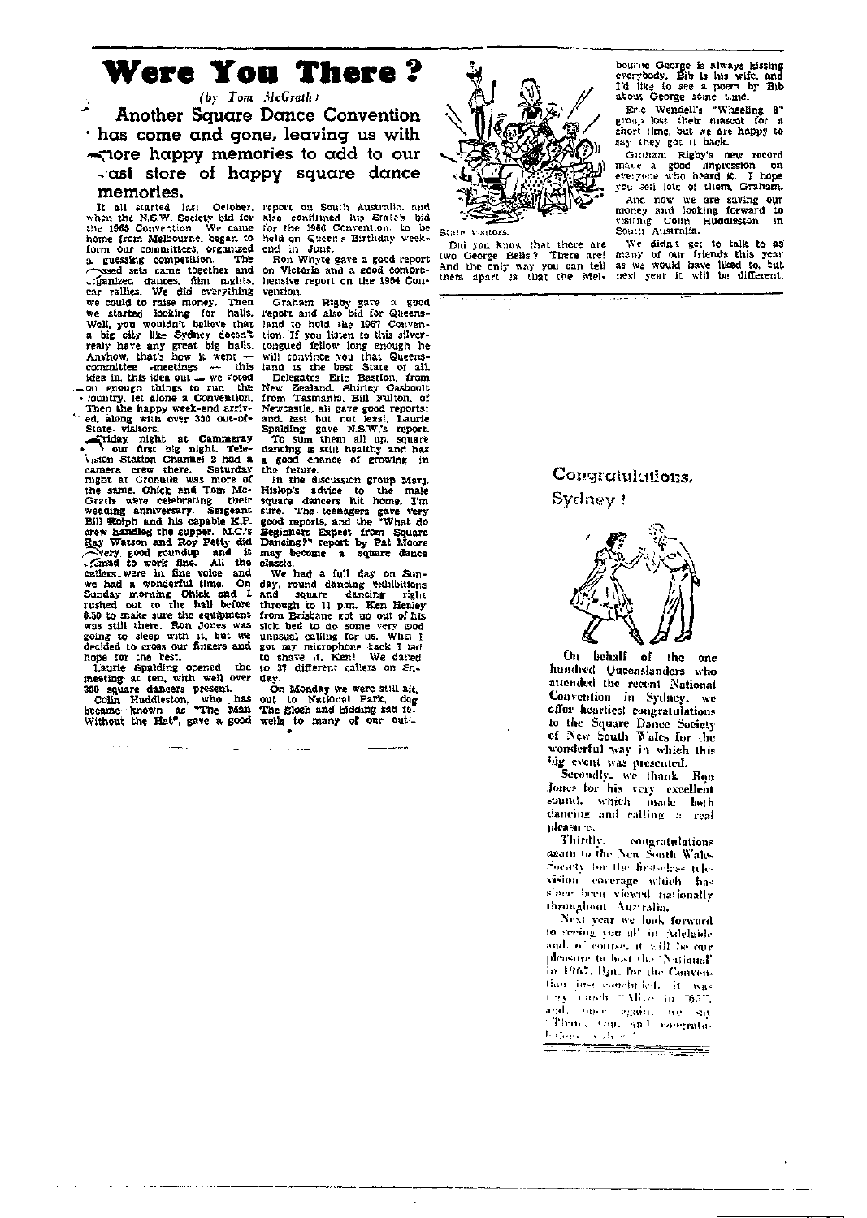# Were You There?

*(by Tom McGrath)*

**Another Square Dance Convention has come and gone, leaving us with more happy memories to add to our vast store of happy square dance memories.**

It all started last October, when the N.S.W. Society bid for the 1965 Convention. We came home from Melbourne, began to form our committees, organized a guessing competition. The crossed sets came together and organized dances, film nights, car rallies. We did everything we could to raise money. Then we started looking for halls. Well, you wouldn't believe that a big city like Sydney doesn't really have any great big halls. Anyhow, that's how it went — committee meetings — this idea in, this idea out — we voted on enough things to run the country, let alone a Convention. Then the happy week-end arrived, along with over 330 out-of-State visitors.

Friday night at Cammeray — our first big night. Television Station Channel 2 had a camera crew there. Saturday night at Cronulla was more of the same. Chick and Tom McGrath were celebrating their wedding anniversary. Sergeant Bill Rolph and his capable K.P. crew handled the supper. M.C.'s Ray Watson and Roy Petty did a very good roundup and it seemed to work fine. All the callers were in fine voice and we had a wonderful time. On Sunday morning Chick and I rushed out to the hall before 8.30 to make sure the equipment was still there. Ron Jones was going to sleep with it, but we decided to cross our fingers and hope for the best.

Laurie Spalding opened the meeting at ten, with well over 300 square dancers present.

Colin Huddleston, who has became known as "The Man Without the Hat", gave a good report on South Australia, and also confirmed his State's bid for the 1966 Convention, to be held on Queen's Birthday weekend in June.

Ron Whyte gave a good report on Victoria and a good comprehensive report on the 1964 Convention.

Graham Rigby gave a good report and also bid for Queensland to hold the 1967 Convention. If you listen to this silver-tongued fellow long enough he will convince you that Queensland is the best State of all.

Delegates Eric Bastion, from New Zealand, Shirley Casboult from Tasmania, Bill Fulton, of Newcastle, all gave good reports; and, last but not least, Laurie Spalding gave N.S.W.'s report.

To sum them all up, square dancing is still healthy and has a good chance of growing in the future.

In the discussion group Marj. Hislop's advice to the male square dancers hit home, I'm sure. The teenagers gave very good reports, and the "What do Beginners Expect from Square Dancing?" report by Pat Moore may become a square dance classic.

We had a full day on Sunday, round dancing exhibitions and square dancing right through to 11 p.m. Ken Henley from Brisbane got up out of his sick bed to do some very good unusual calling for us. When I got my microphone back I had to shave it. Ken! We danced to 37 different callers on Sunday.

On Monday we were still at it, out to National Park, doing The Slosh and bidding sad farewells to many of our out-of-State visitors.

Did you know that there are two George Bells? There are! And the only way you can tell them apart is that the Melbourne George is always kissing everybody. Bib is his wife, and I'd like to see a poem by Bib about George some time.

Eric Wendell's "Wheeling 8" group lost their mascot for a short time, but we are happy to say they got it back.

Graham Rigby's new record made a good impression on everyone who heard it. I hope you sell lots of them, Graham.

And now we are saving our money and looking forward to visiting Colin Huddleston in South Australia.

We didn't get to talk to as many of our friends this year as we would have liked to, but next year it will be different.

---

## Congratulations, Sydney!

On behalf of the one hundred Queenslanders who attended the recent National Convention in Sydney, we offer heartiest congratulations to the Square Dance Society of New South Wales for the wonderful way in which this big event was presented.

Secondly, we thank Ron Jones for his very excellent sound, which made both dancing and calling a real pleasure.

Thirdly, congratulations again to the New South Wales Society for the first-class television coverage which has since been viewed nationally throughout Australia.

Next year we look forward to seeing you all in Adelaide and, of course, it will be our pleasure to host the "National" in 1967. But, for the Convention just concluded, it was very much "Alice in '65", and, once again, we say "Thank you, and congratulations ..."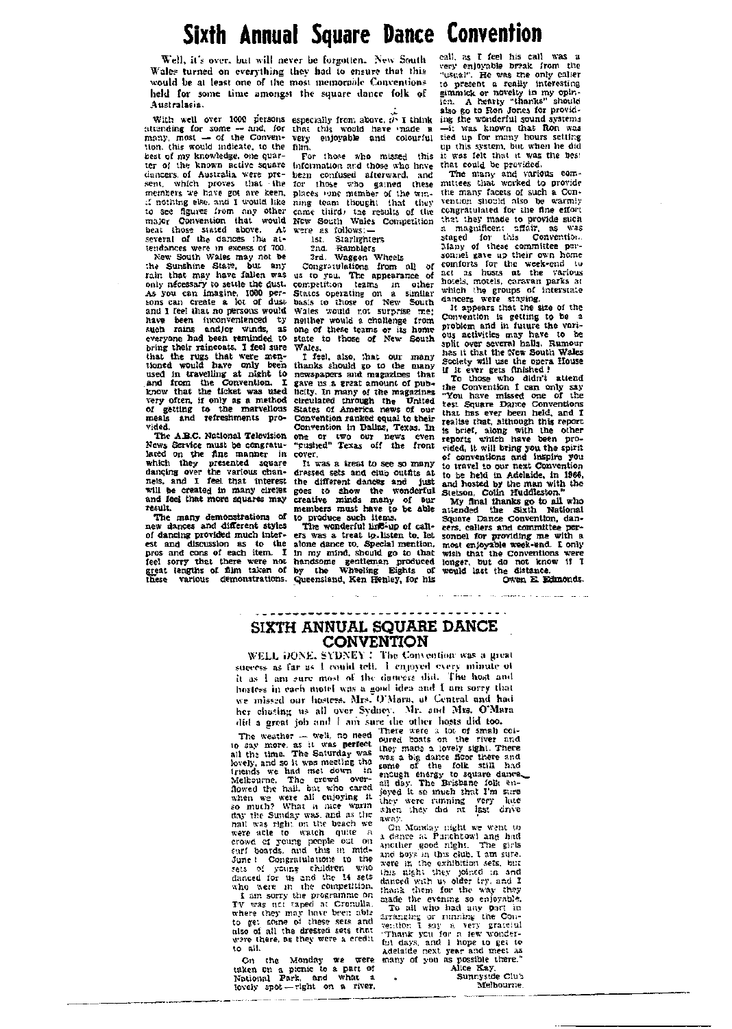# Sixth Annual Square Dance Convention

Well, it's over, but will never be forgotten. New South Wales turned on everything they had to ensure that this would be at least one of the most memorable Conventions held for some time amongst the square dance folk of Australasia.

With well over 1000 persons attending for some — and, for many, most — of the Convention, this would indicate, to the best of my knowledge, one quarter of the known active square dancers of Australia were present, which proves that the members we have got are keen, if nothing else, and I would like to see figures from any other major Convention that would beat those stated above. At several of the dances the attendances were in excess of 700.

New South Wales may not be the Sunshine State, but any rain that may have fallen was only necessary to settle the dust. As you can imagine, 1000 persons can create a lot of dust and I feel that no persons would have been inconvenienced by such rains and/or winds, as everyone had been reminded to bring their raincoats. I feel sure that the rugs that were mentioned would have only been used in travelling at night to and from the Convention. I know that the ticket was used very often, if only as a method of getting to the marvellous meals and refreshments provided.

The A.B.C. National Television News Service must be congratulated on the fine manner in which they presented square dancing over the various channels, and I feel that interest will be created in many circles and feel that more squares may result.

The many demonstrations of new dances and different styles of dancing provided much interest and discussion as to the pros and cons of each item. I feel sorry that there were not great lengths of film taken of these various demonstrations, especially from above, as I think that this would have made a very enjoyable and colourful film.

For those who missed this information and those who have been confused afterward, and for those who gained these places (one member of the winning team thought that they came third) the results of the New South Wales Competition were as follows:—

1st. Starlighters
2nd. Ramblers
3rd. Waggon Wheels

Congratulations from all of us to you. The appearance of competition teams in other States operating on a similar basis to those of New South Wales would not surprise me; neither would a challenge from one of these teams or its home state to those of New South Wales.

I feel, also, that our many thanks should go to the many newspapers and magazines that gave us a great amount of publicity. In many of the magazines circulated through the United States of America news of our Convention ranked equal to their Convention in Dallas, Texas. In one or two our news even "pushed" Texas off the front cover.

It was a treat to see so many dressed sets and club outfits at the different dances and just goes to show the wonderful creative minds many of our members must have to be able to produce such items.

The wonderful line-up of callers was a treat to listen to, let alone dance to. Special mention, in my mind, should go to that handsome gentleman produced by the Wheeling Eights of Queensland, Ken Henley, for his call, as I feel his call was a very enjoyable break from the "usual". He was the only caller to present a really interesting gimmick or novelty in my opinion. A hearty "thanks" should also go to Ron Jones for providing the wonderful sound systems — it was known that Ron was tied up for many hours setting up this system, but when he did it was felt that it was the best that could be provided.

The many and various committees that worked to provide the many facets of such a Convention should also be warmly congratulated for the fine effort that they made to provide such a magnificent affair, as was staged for this Convention. Many of these committee personnel gave up their own home comforts for the week-end to act as hosts at the various hotels, motels, caravan parks at which the groups of interstate dancers were staying.

It appears that the size of the Convention is getting to be a problem and in future the various activities may have to be split over several halls. Rumour has it that the New South Wales Society will use the Opera House if it ever gets finished!

To those who didn't attend the Convention I can only say "You have missed one of the best Square Dance Conventions that has ever been held, and I realise that, although this report is brief, along with the other reports which have been provided, it will bring you the spirit of conventions and inspire you to travel to our next Convention to be held in Adelaide, in 1966, and hosted by the man with the Stetson, Colin Huddleston."

My final thanks go to all who attended the Sixth National Square Dance Convention, dancers, callers and committee personnel for providing me with a most enjoyable week-end. I only wish that the Conventions were longer, but do not know if I would last the distance.

Owen E. Edmonds.

---

## SIXTH ANNUAL SQUARE DANCE CONVENTION

WELL DONE, SYDNEY: The Convention was a great success as far as I could tell. I enjoyed every minute of it as I am sure most of the dancers did. The host and hostess in each motel was a good idea and I am sorry that we missed our hostess, Mrs. O'Mara, at Central and had her chasing us all over Sydney. Mr. and Mrs. O'Mara did a great job and I am sure the other hosts did too.

The weather — well, no need to say more, as it was **perfect** all the time. The Saturday was lovely, and so it was meeting the friends we had met down in Melbourne. The crowd overflowed the hall, but who cared when we were all enjoying it so much? What a nice warm day the Sunday was, and as the hall was right on the beach we were able to watch quite a crowd of young people out on surf boards, and this in mid-June! Congratulations to the sets of young children who danced for us and the 14 sets who were in the competition.

I am sorry the programme on TV was not taped at Cronulla, where they may have been able to get some of these sets and also of all the dressed sets that were there, as they were a credit to all.

On the Monday we were taken on a picnic to a part of National Park, and what a lovely spot — right on a river. There were a lot of small coloured boats on the river and they made a lovely sight. There was a big dance floor there and some of the folk still had enough energy to square dance all day. The Brisbane folk enjoyed it so much that I'm sure they were running very late when they did at last drive away.

On Monday night we went to a dance at Parchtowl and had another good night. The girls and boys in this club, I am sure, were in the exhibition sets, but this night they joined in and danced with us older fry, and I thank them for the way they made the evening so enjoyable.

To all who had any part in arranging or running the Convention I say a very grateful "Thank you for a few wonderful days, and I hope to get to Adelaide next year and meet as many of you as possible there."

Alice Kay,
Sunnyside Club
Melbourne.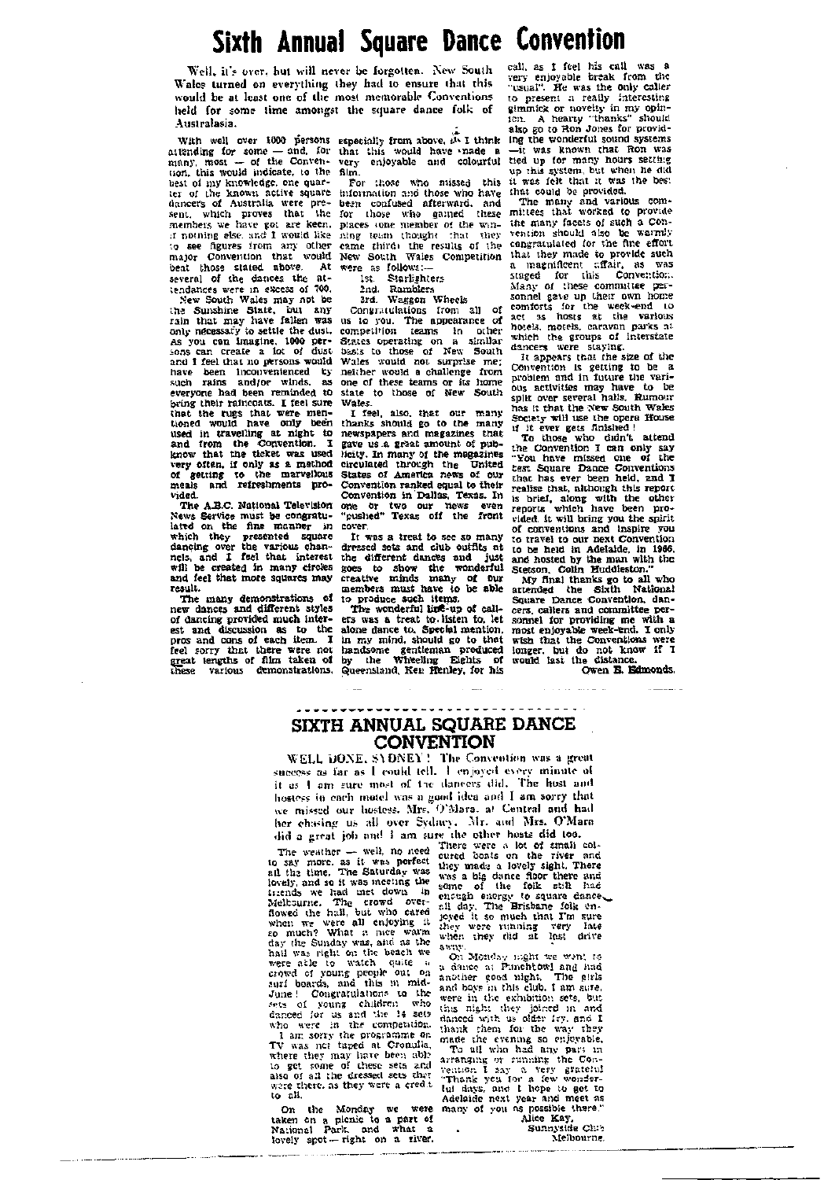# Sixth Annual Square Dance Convention

Well, it's over, but will never be forgotten. New South Wales turned on everything they had to ensure that this would be at least one of the most memorable Conventions held for some time amongst the square dance folk of Australasia.

With well over 1000 persons attending for some — and, for many, most — of the Convention, this would indicate, to the best of my knowledge, one quarter of the known active square dancers of Australia were present, which proves that the members we have got are keen, if nothing else, and I would like to see figures from any other major Convention that would beat those stated above. At several of the dances the attendances were in excess of 700.

New South Wales may not be the Sunshine State, but any rain that may have fallen was only necessary to settle the dust. As you can imagine, 1000 persons can create a lot of dust and I feel that no persons would have been inconvenienced by such rains and/or winds, as everyone had been reminded to bring their raincoats. I feel sure that the rugs that were mentioned would have only been used in travelling at night to and from the Convention. I know that the ticket was used very often, if only as a method of getting to the marvellous meals and refreshments provided.

The A.B.C. National Television News Service must be congratulated on the fine manner in which they presented square dancing over the various channels, and I feel that interest will be created in many circles and feel that more squares may result.

The many demonstrations of new dances and different styles of dancing provided much interest and discussion as to the pros and cons of each item. I feel sorry that there were not great lengths of film taken of these various demonstrations, especially from above, as I think that this would have made a very enjoyable and colourful film.

For those who missed this information and those who have been confused afterward, and for those who gained these places (one member of the winning team thought that they came third) the results of the New South Wales Competition were as follows:—

1st. Starlighters
2nd. Ramblers
3rd. Waggon Wheels

Congratulations from all of us to you. The appearance of competition teams in other States operating on a similar basis to those of New South Wales would not surprise me; neither would a challenge from one of these teams or its home state to those of New South Wales.

I feel, also, that our many thanks should go to the many newspapers and magazines that gave us a great amount of publicity. In many of the magazines circulated through the United States of America news of our Convention ranked equal to their Convention in Dallas, Texas. In one or two our news even "pushed" Texas off the front cover.

It was a treat to see so many dressed sets and club outfits at the different dances and just goes to show the wonderful creative minds many of our members must have to be able to produce such items.

The wonderful line-up of callers was a treat to listen to, let alone dance to. Special mention, in my mind, should go to that handsome gentleman produced by the Whirling Eights of Queensland, Ken Henley, for his call, as I feel his call was a very enjoyable break from the "usual". He was the only caller to present a really interesting gimmick or novelty in my opinion. A hearty "thanks" should also go to Ron Jones for providing the wonderful sound systems —it was known that Ron was tied up for many hours setting up this system, but when he did it was felt that it was the best that could be provided.

The many and various committees that worked to provide the many facets of such a Convention should also be warmly congratulated for the fine effort that they made to provide such a magnificent affair, as was staged for this Convention. Many of these committee personnel gave up their own home comforts for the week-end to act as hosts at the various hotels, motels, caravan parks at which the groups of interstate dancers were staying.

It appears that the size of the Convention is getting to be a problem and in future the various activities may have to be split over several halls. Rumour has it that the New South Wales Society will use the Opera House if it ever gets finished!

To those who didn't attend the Convention I can only say "You have missed one of the best Square Dance Conventions that has ever been held, and I realise that, although this report is brief, along with the other reports which have been provided it will bring you the spirit of conventions and inspire you to travel to our next Convention to be held in Adelaide, in 1966, and hosted by the man with the Stetson, Colin Huddleston."

My final thanks go to all who attended the Sixth National Square Dance Convention, dancers, callers and committee personnel for providing me with a most enjoyable week-end. I only wish that the Conventions were longer, but do not know if I would last the distance.

Owen B. Edmonds.

---

## SIXTH ANNUAL SQUARE DANCE CONVENTION

WELL DONE, SYDNEY! The Convention was a great success as far as I could tell. I enjoyed every minute of it as I am sure most of the dancers did. The host and hostess in each motel was a good idea and I am sorry that we missed our hostess, Mrs. O'Mara, at Central and had her chasing us all over Sydney. Mr. and Mrs. O'Mara did a great job and I am sure the other hosts did too.

The weather — well, no need to say more, as it was perfect all the time. The Saturday was lovely, and so it was meeting the friends we had met down in Melbourne. The crowd overflowed the hall, but who cared when we were all enjoying it so much? What a nice warm day the Sunday was, and as the hall was right on the beach we were able to watch quite a crowd of young people out on surf boards, and this in mid-June! Congratulations to the sets of young children who danced for us and the 14 sets who were in the competition.

I am sorry the programme on TV was not taped at Cronulla, where they may have been able to get some of these sets and also of all the dressed sets that were there, as they were a credit to all.

On the Monday we were taken on a picnic to a part of National Park, and what a lovely spot — right on a river. There were a lot of small coloured boats on the river and they made a lovely sight. There was a big dance floor there and some of the folk still had enough energy to square dance all day. The Brisbane folk enjoyed it so much that I'm sure they were running very late when they did at last drive away.

On Monday night we went to a dance at Punchbowl and had another good night. The girls and boys in this club, I am sure, were in the exhibition sets, but this night they joined in and danced with us older fry, and I thank them for the way they made the evening so enjoyable.

To all who had any part in arranging or running the Convention I say a very grateful "Thank you for a few wonderful days, and I hope to get to Adelaide next year and meet as many of you as possible there."

Alice Kay,
Sunnyside Club
Melbourne.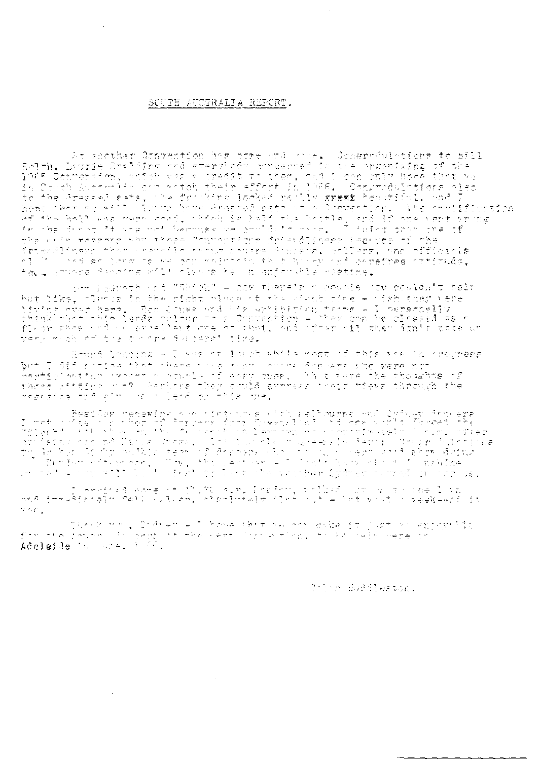# SOUTH AUSTRALIA REPORT.

So another Convention has come and gone. Congratulations to Bill Ralph, Laurie Geddes and everybody concerned in the organizing of the 1985 Convention, which was a credit to them, and I can only hope that we in South Australia can match their effort in 1986. Congratulations also to the dressed cats, ... looked really ~~great~~ beautiful, and I hope that we will always have dressed cats at a Convention. ...

Joe ... and "Thick" - now there's a couple you couldn't help but like, ... in the right place at the right time - wish they were living over here. Ron Jones and his exhibition teams - I personally think that this lends colour to a Convention - they can be classed as a floor show ... and after all they don't take up very much of the dancers' time.

Round Dancing - I was at lunch while most of this was in progress but I did notice that there were many square dancers who were not participating ... what were the thoughts of those sitting out? Perhaps they could express their views through the magazine ...

Besides renewing ... with Melbourne and Sydney dancers I met ... from Queensland and New South Wales ...

I arrived home at ... a.m. Monday, ...

Thank you, Sydney - I hope that we ... Adelaide in June, 1986.

Peter Huddleston.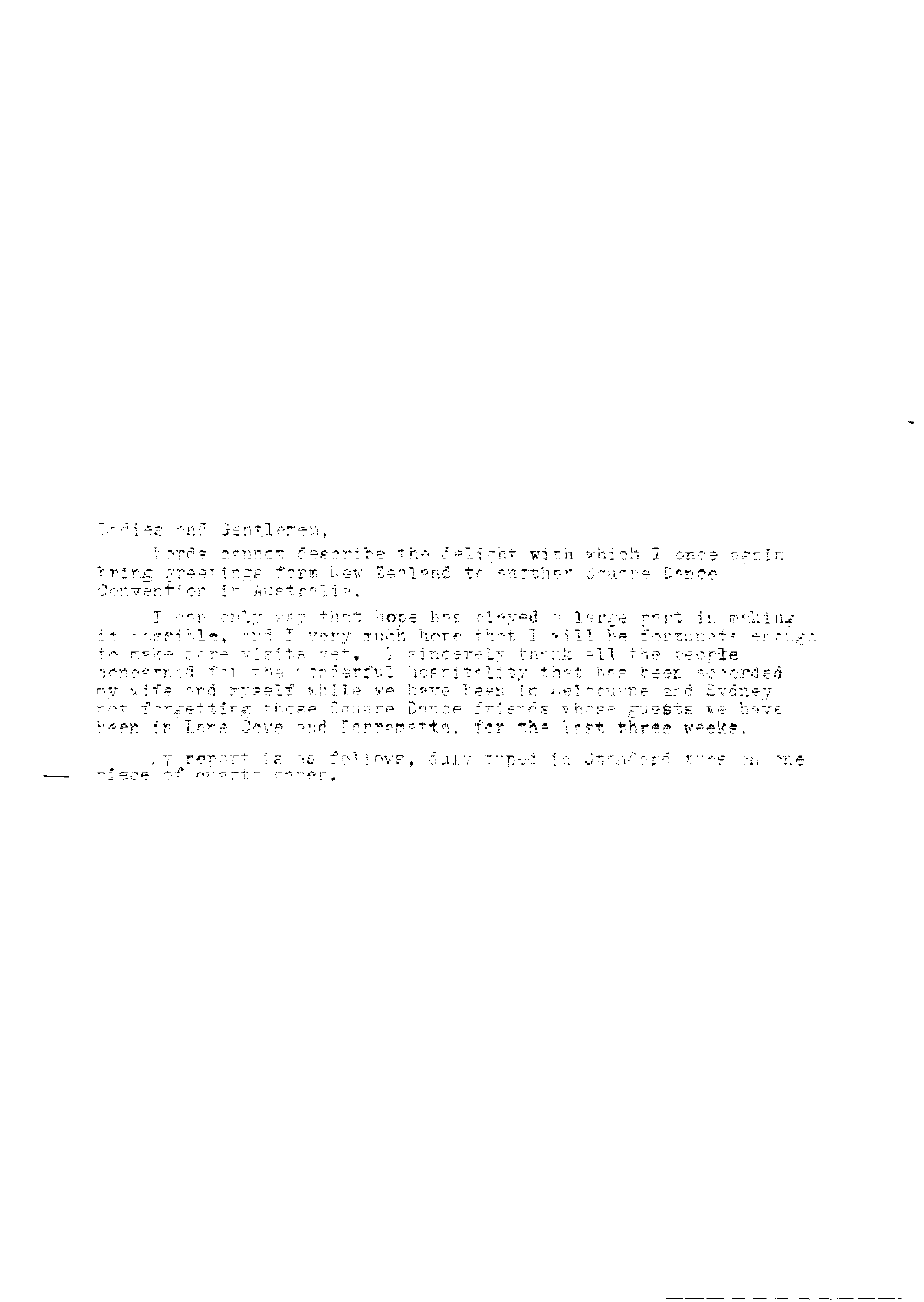Ladies and Gentlemen,

Words cannot describe the delight with which I once again bring greetings form New Zealand to another Square Dance Convention in Australia.

I can only say that hope has played a large part in making it possible, and I very much hope that I will be fortunate enough to make more visits yet. I sincerely thank all the people concerned for the wonderful hospitality that has been accorded my wife and myself while we have been in Melbourne and Sydney not forgetting those Square Dance friends whose guests we have been in Lane Cove and Parramatta, for the last three weeks.

My report is as follows, duly typed in Standard type on one piece of quarto paper.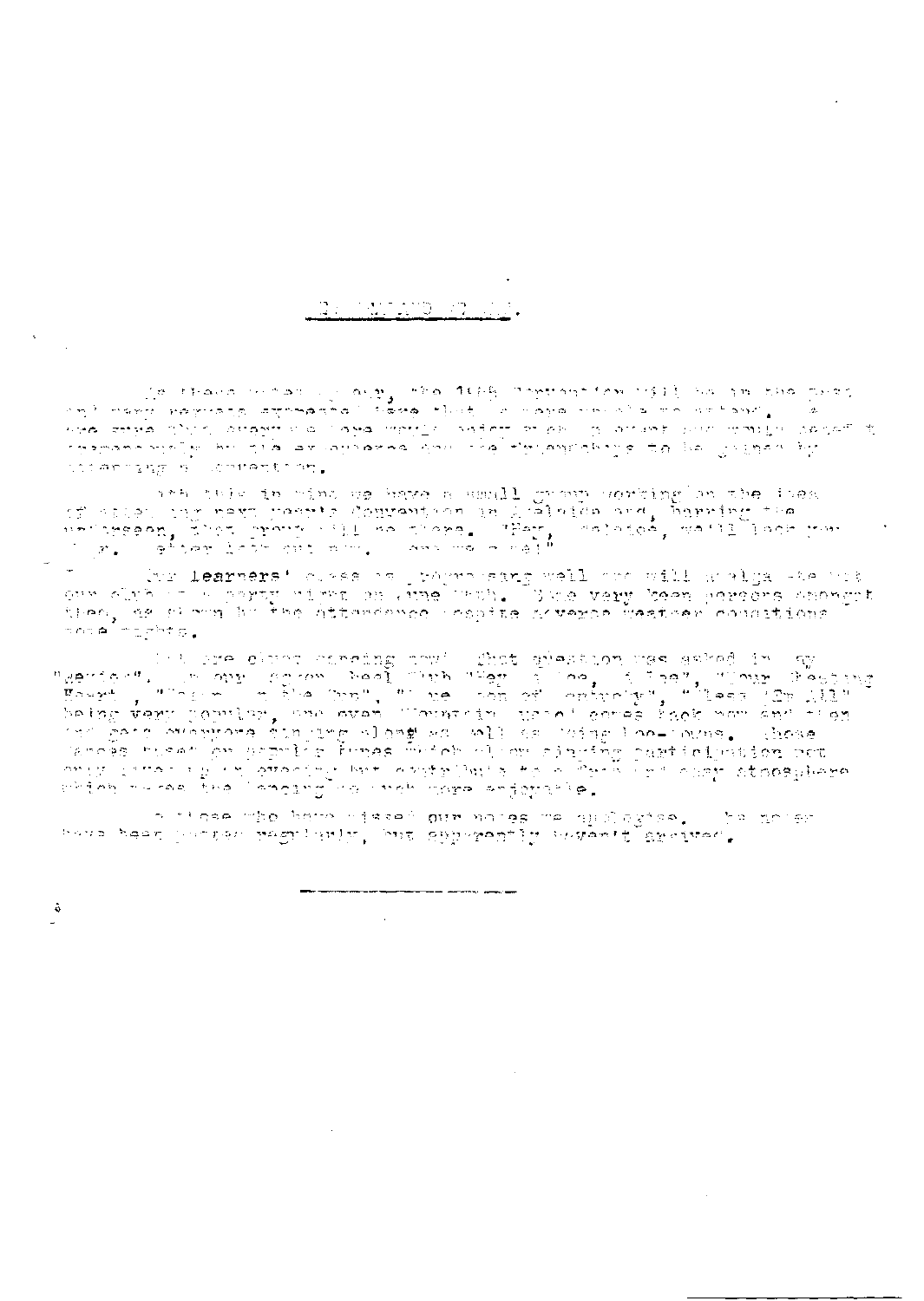By these notes ... the 14th Convention will be in the past and very happy memories ... We are sure that ... attending a Convention.

With this in mind we have a small group working on the idea of ... the next year's Convention in Adelaide and, barring the unforeseen, that group will be there. "Hey, Adelaide, we'll look you ... up. ..."

Our learners' class is progressing well and will ... our club ... party night on June 13th. Some very keen persons amongst them, as shown by the attendance despite adverse weather conditions some nights.

... singing now? That question was asked in ... "Review", ... Club "Hey ...", "Your Cheating Heart", "... the Sun", "... of ...", "Bless 'Em All" being very popular, and even "Mountain ..." comes back now and then and gets everyone singing along as well as doing hoe-downs. These dances based on popular tunes which allow singing participation not only ... in dancing but contribute to a ... atmosphere which makes the dancing so much more enjoyable.

To those who have missed our notes we apologise. They have been posted regularly, but apparently haven't arrived.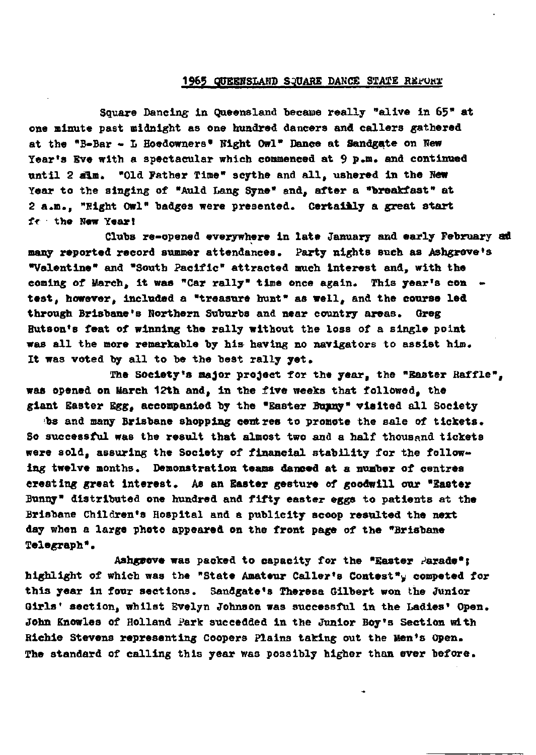## 1965 QUEENSLAND SQUARE DANCE STATE REPORT

Square Dancing in Queensland became really "alive in 65" at one minute past midnight as one hundred dancers and callers gathered at the "B-Bar - L Hoedowners" Night Owl" Dance at Sandgate on New Year's Eve with a spectacular which commenced at 9 p.m. and continued until 2 a.m. "Old Father Time" scythe and all, ushered in the New Year to the singing of "Auld Lang Syne" and, after a "breakfast" at 2 a.m., "Night Owl" badges were presented. Certainly a great start for the New Year!

Clubs re-opened everywhere in late January and early February and many reported record summer attendances. Party nights such as Ashgrove's "Valentine" and "South Pacific" attracted much interest and, with the coming of March, it was "Car rally" time once again. This year's contest, however, included a "treasure hunt" as well, and the course led through Brisbane's Northern Suburbs and near country areas. Greg Hutson's feat of winning the rally without the loss of a single point was all the more remarkable by his having no navigators to assist him. It was voted by all to be the best rally yet.

The Society's major project for the year, the "Easter Raffle", was opened on March 12th and, in the five weeks that followed, the giant Easter Egg, accompanied by the "Easter Bunny" visited all Society clubs and many Brisbane shopping centres to promote the sale of tickets. So successful was the result that almost two and a half thousand tickets were sold, assuring the Society of financial stability for the following twelve months. Demonstration teams danced at a number of centres creating great interest. As an Easter gesture of goodwill our "Easter Bunny" distributed one hundred and fifty easter eggs to patients at the Brisbane Children's Hospital and a publicity scoop resulted the next day when a large photo appeared on the front page of the "Brisbane Telegraph".

Ashgrove was packed to capacity for the "Easter Parade"; highlight of which was the "State Amateur Caller's Contest", competed for this year in four sections. Sandgate's Theresa Gilbert won the Junior Girls' section, whilst Evelyn Johnson was successful in the Ladies' Open. John Knowles of Holland Park succedded in the Junior Boy's Section with Richie Stevens representing Coopers Plains taking out the Men's Open. The standard of calling this year was possibly higher than ever before.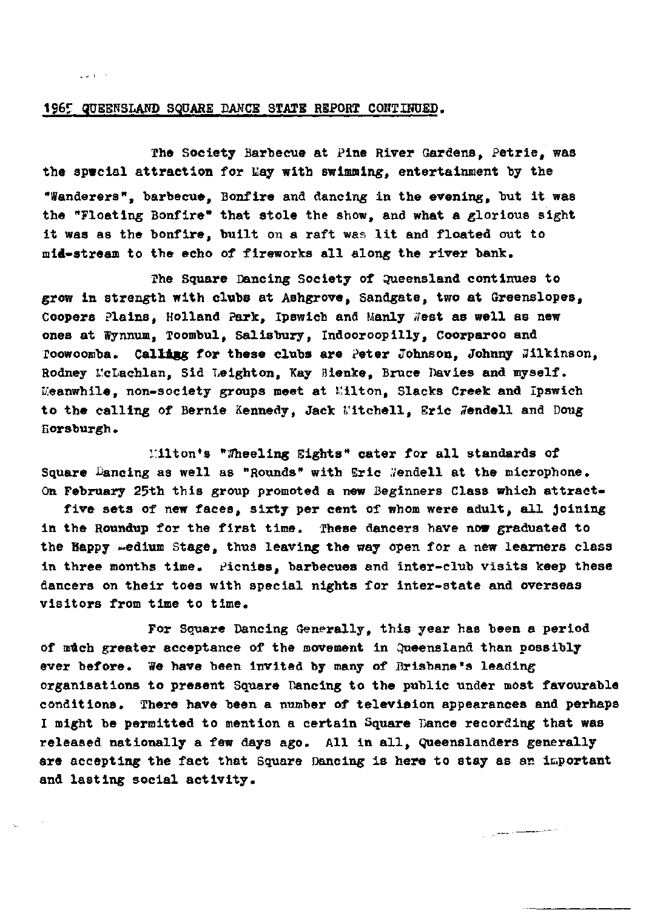## 1965 QUEENSLAND SQUARE DANCE STATE REPORT CONTINUED.

The Society Barbecue at Pine River Gardens, Petrie, was the special attraction for May with swimming, entertainment by the "Wanderers", barbecue, Bonfire and dancing in the evening, but it was the "Floating Bonfire" that stole the show, and what a glorious sight it was as the bonfire, built on a raft was lit and floated out to mid-stream to the echo of fireworks all along the river bank.

The Square Dancing Society of Queensland continues to grow in strength with clubs at Ashgrove, Sandgate, two at Greenslopes, Coopers Plains, Holland Park, Ipswich and Manly West as well as new ones at Wynnum, Toombul, Salisbury, Indooroopilly, Coorparoo and Toowoomba. Calling for these clubs are Peter Johnson, Johnny Wilkinson, Rodney McLachlan, Sid Leighton, Kay Bienke, Bruce Davies and myself. Meanwhile, non-society groups meet at Milton, Slacks Creek and Ipswich to the calling of Bernie Kennedy, Jack Mitchell, Eric Wendell and Doug Horsburgh.

Milton's "Wheeling Eights" cater for all standards of Square Dancing as well as "Rounds" with Eric Wendell at the microphone. On February 25th this group promoted a new Beginners Class which attract- five sets of new faces, sixty per cent of whom were adult, all joining in the Roundup for the first time. These dancers have now graduated to the Happy Medium Stage, thus leaving the way open for a new learners class in three months time. Picnics, barbecues and inter-club visits keep these dancers on their toes with special nights for inter-state and overseas visitors from time to time.

For Square Dancing Generally, this year has been a period of much greater acceptance of the movement in Queensland than possibly ever before. We have been invited by many of Brisbane's leading organisations to present Square Dancing to the public under most favourable conditions. There have been a number of television appearances and perhaps I might be permitted to mention a certain Square Dance recording that was released nationally a few days ago. All in all, Queenslanders generally are accepting the fact that Square Dancing is here to stay as an important and lasting social activity.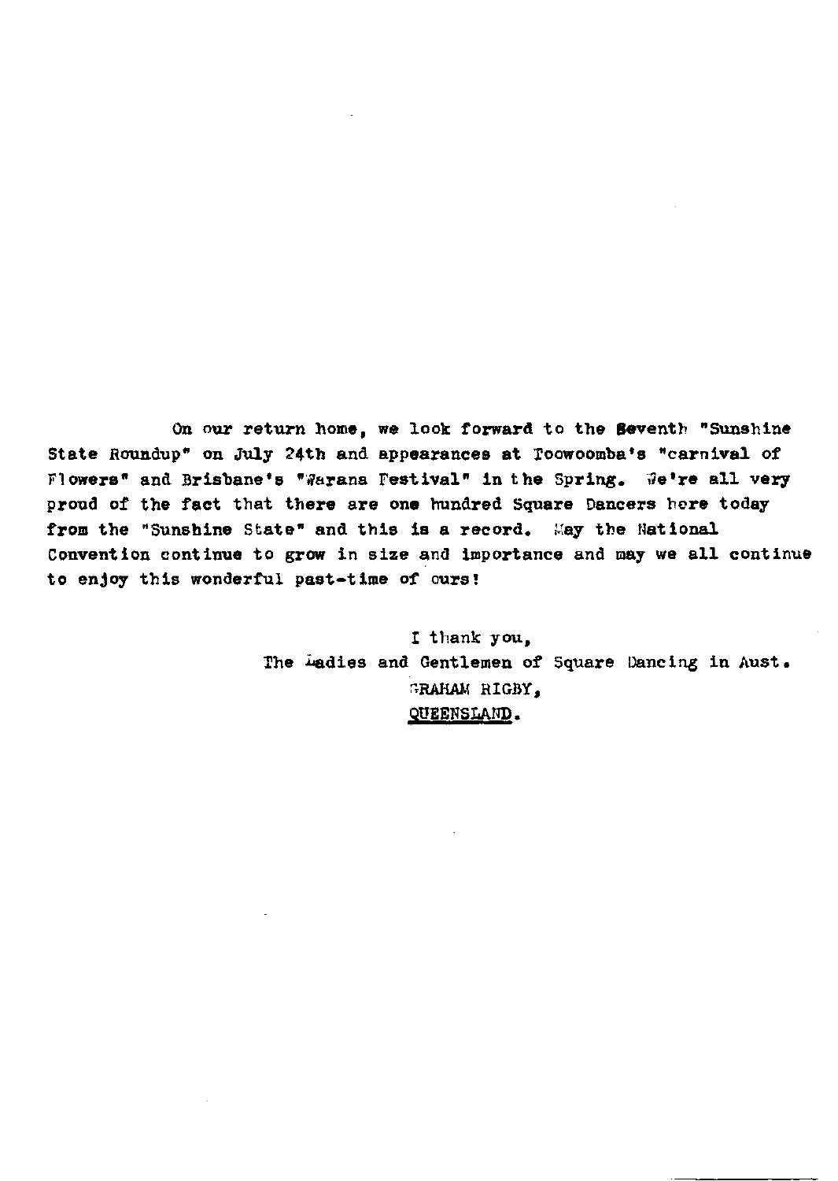On our return home, we look forward to the Seventh "Sunshine State Roundup" on July 24th and appearances at Toowoomba's "carnival of Flowers" and Brisbane's "Warana Festival" in the Spring. We're all very proud of the fact that there are one hundred Square Dancers here today from the "Sunshine State" and this is a record. May the National Convention continue to grow in size and importance and may we all continue to enjoy this wonderful past-time of ours!

I thank you,  
The Ladies and Gentlemen of Square Dancing in Aust.  
GRAHAM RIGBY,  
QUEENSLAND.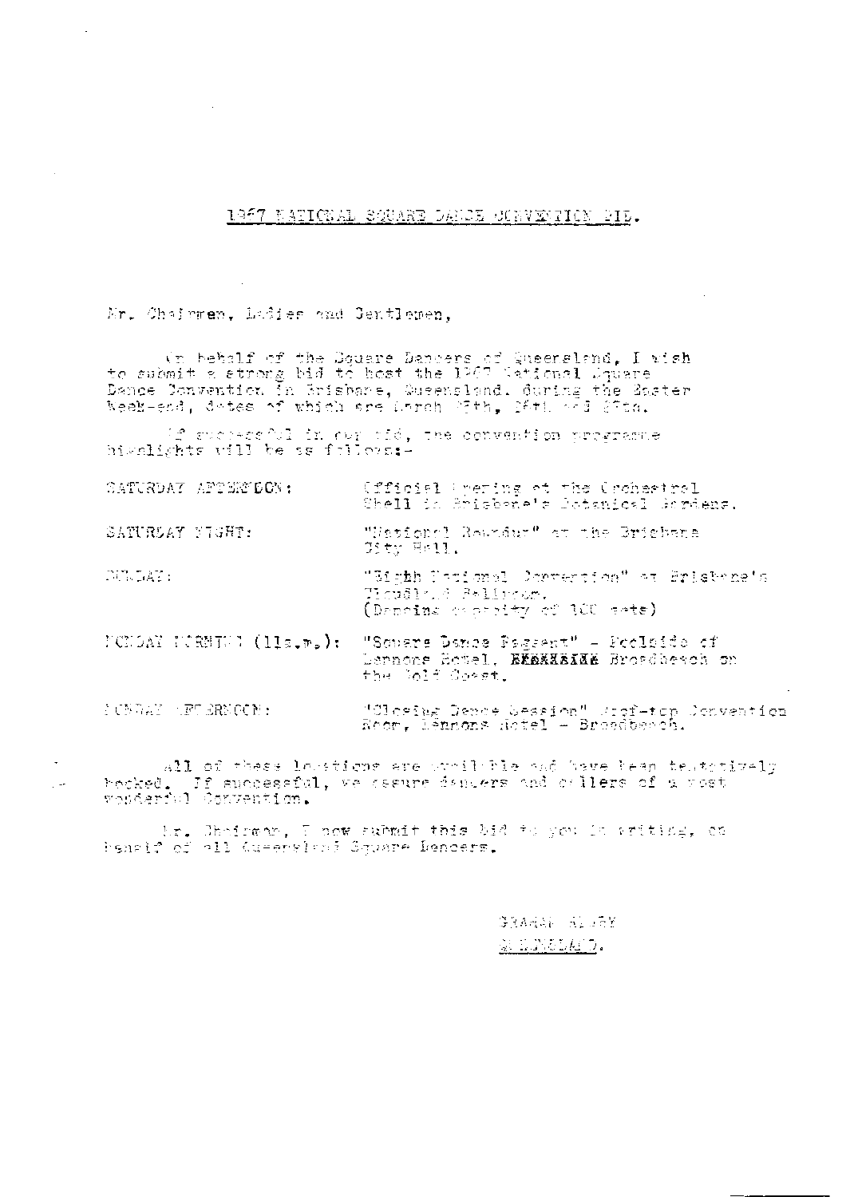# 1967 NATIONAL SQUARE DANCE CONVENTION BID.

Mr. Chairman, Ladies and Gentlemen,

On behalf of the Square Dancers of Queensland, I wish to submit a strong bid to host the 1967 National Square Dance Convention in Brisbane, Queensland. during the Easter Week-end, dates of which are March 25th, 26th and 27th.

If successful in our bid, the convention programme highlights will be as follows:-

| | |
|---|---|
| SATURDAY AFTERNOON: | Official Opening at the Orchestral Shell in Brisbane's Botanical Gardens. |
| SATURDAY NIGHT: | "National Roundup" at the Brisbane City Hall. |
| SUNDAY: | "Eighth National Convention" at Brisbane's Cloudland Ballroom. (Dancing capacity of 100 sets) |
| MONDAY MORNING (11a.m.): | "Square Dance Pageant" - Poolside of Lennons Hotel, ~~XXXXXXXX~~ Broadbeach on the Gold Coast. |
| MONDAY AFTERNOON: | "Closing Dance Session" Roof-top Convention Room, Lennons Hotel - Broadbeach. |

All of these locations are available and have been tentatively booked. If successful, we assure dancers and callers of a most wonderful Convention.

Mr. Chairman, I now submit this bid to you in writing, on behalf of all Queensland Square Dancers.

GRAHAM ALLBY
QUEENSLAND.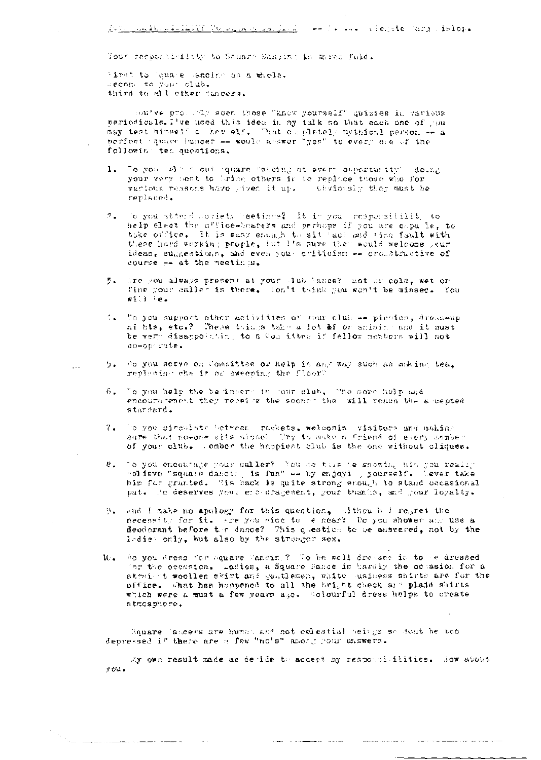## YOUR RESPONSIBILITY TO SQUARE DANCING — by ... (illegible)

Your responsibility to Square Dancing is three fold.

First to Square Dancing as a whole.
Second to your club.
Third to all other dancers.

You've probably seen those "Know yourself" quizzes in various periodicals. I've used this idea in my talk so that each one of you may test himself or herself. That completely mythical person -- a perfect Square Dancer -- would answer "yes" to every one of the following ten questions.

1. Do you help out Square Dancing at every opportunity, doing your very best to bring others in to replace those who for various reasons have given it up. Obviously they must be replaced.

2. Do you attend Society Meetings? It is your responsibility to help elect the office-bearers and perhaps if you are capable, to take office. It is easy enough to sit back and find fault with these hard working people, but I'm sure they would welcome your ideas, suggestions, and even your criticism -- constructive of course -- at the meetings.

3. Are you always present at your Club Dance? Hot or cold, wet or fine your caller is there. Don't think you won't be missed. You will be.

4. Do you support other activities of your club -- picnics, dress-up nights, etc.? These things take a lot of organising and it must be very disappointing to a Committee if fellow members will not co-operate.

5. Do you serve on Committee or help in any way such as making tea, replacing chairs or sweeping the floor?

6. Do you help the beginners in your club. The more help and encouragement they receive the sooner they will reach the accepted standard.

7. Do you circulate between brackets, welcoming visitors and making sure that no-one sits alone? Try to make a friend of every member of your club. Remember the happiest club is the one without cliques.

8. Do you encourage your caller? You do this by showing him you really believe "square dancing is fun" -- by enjoying yourself. Never take him for granted. His back is quite strong enough to stand occasional pat. He deserves your encouragement, your thanks, and your loyalty.

9. And I make no apology for this question, although I regret the necessity for it. Are you nice to be near? Do you shower and use a deodorant before the dance? This question to be answered, not by the ladies only, but also by the stronger sex.

10. Do you dress for Square Dancing? To be well dressed is to be dressed for the occasion. Ladies, a Square Dance is hardly the occasion for a straight woollen skirt and gentlemen, white business shirts are for the office. What has happened to all the bright check and plaid shirts which were a must a few years ago. Colourful dress helps to create atmosphere.

Square Dancers are human and not celestial beings so don't be too depressed if there are a few "no's" among your answers.

My own result made me decide to accept my responsibilities. How about you.